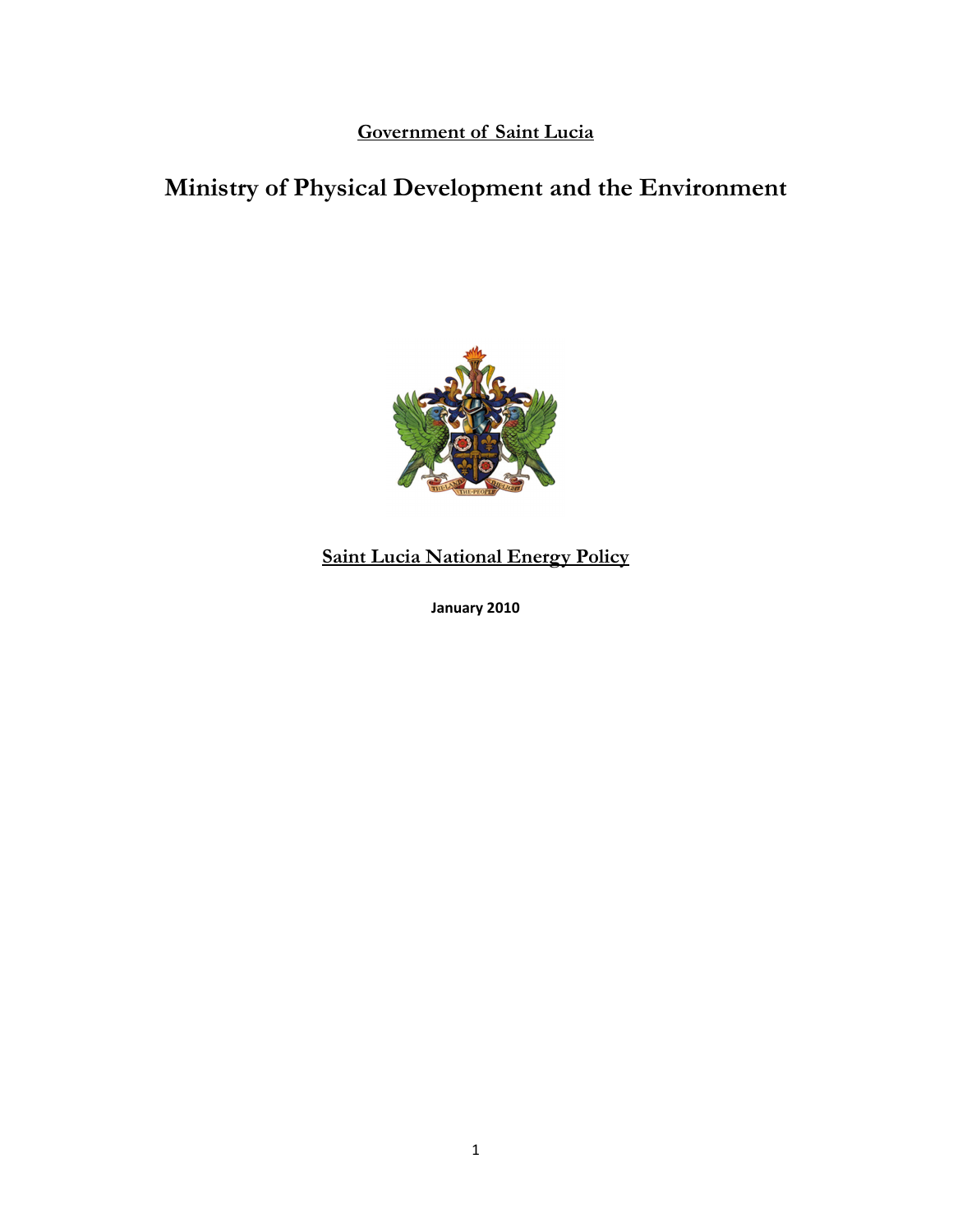**Government of Saint Lucia**

# Ministry of Physical Development and the Environment

**Saint Lucia National Energy Policy**

**January 2010**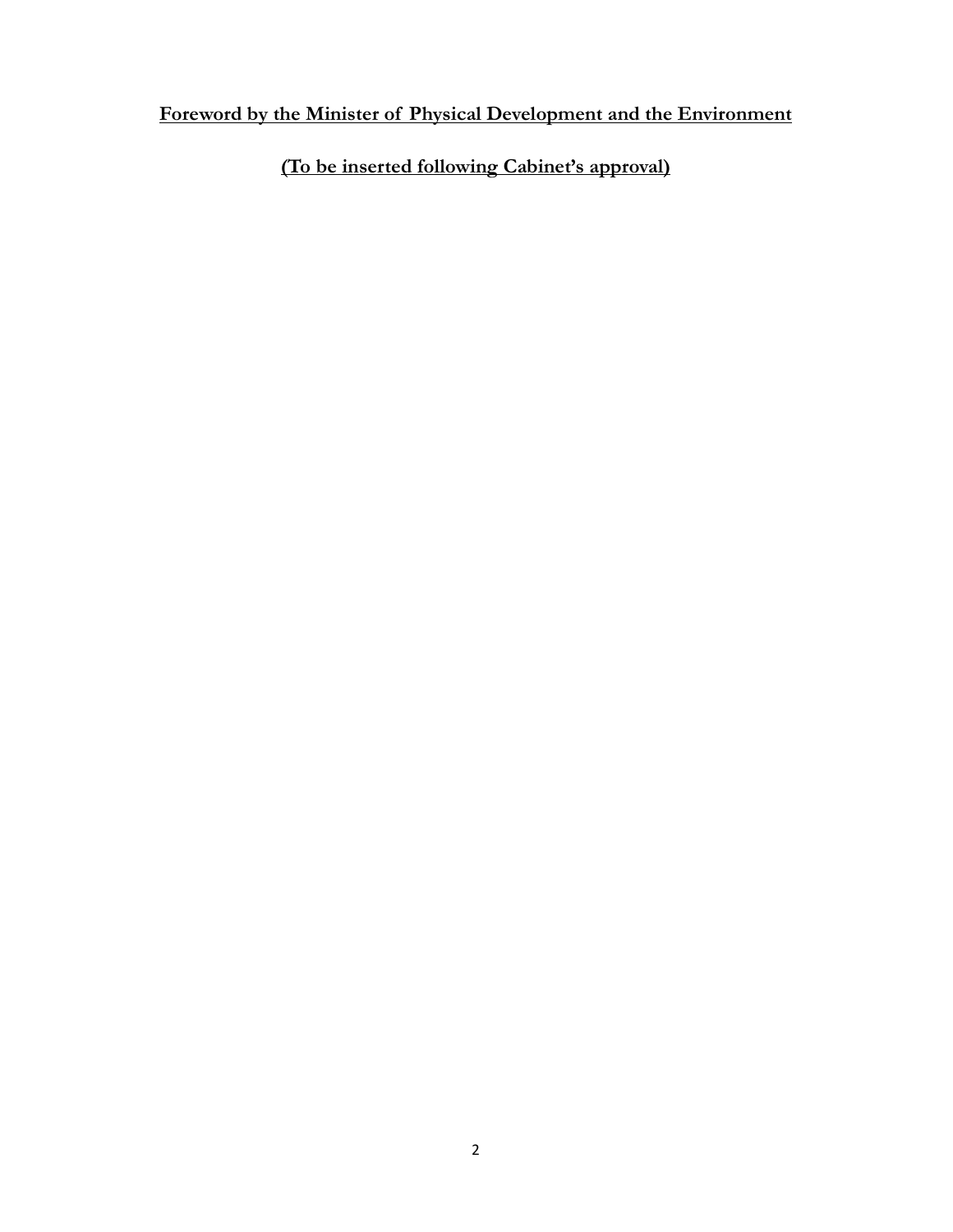## Foreword by the Minister of Physical Development and the Environment

## (To be inserted following Cabinet's approval)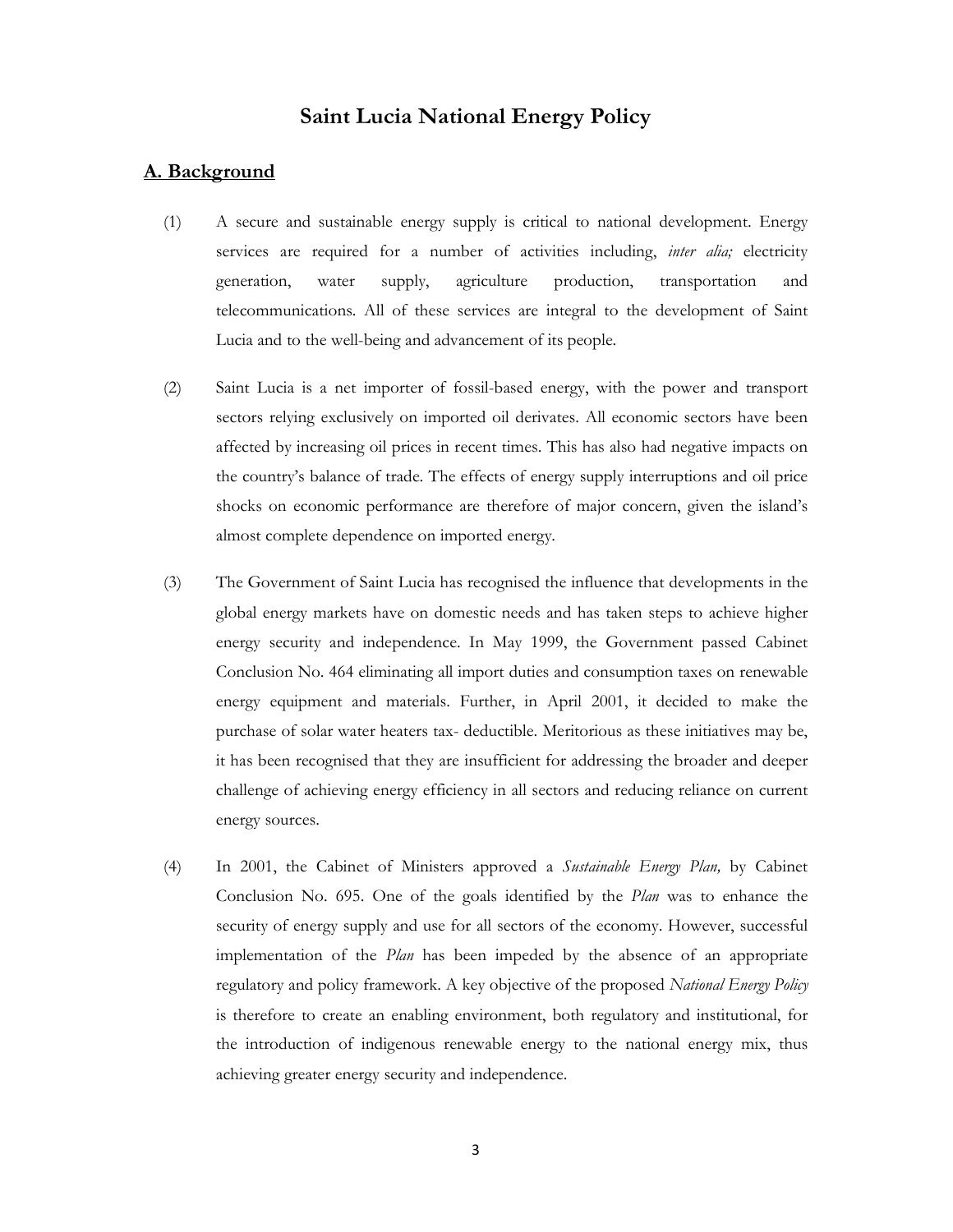# Saint Lucia National Energy Policy

## A. Background

(1) A secure and sustainable energy supply is critical to national development. Energy services are required for a number of activities including, *inter alia;* electricity generation, water supply, agriculture production, transportation and telecommunications. All of these services are integral to the development of Saint Lucia and to the well-being and advancement of its people.

(2) Saint Lucia is a net importer of fossil-based energy, with the power and transport sectors relying exclusively on imported oil derivates. All economic sectors have been affected by increasing oil prices in recent times. This has also had negative impacts on the country's balance of trade. The effects of energy supply interruptions and oil price shocks on economic performance are therefore of major concern, given the island's almost complete dependence on imported energy.

(3) The Government of Saint Lucia has recognised the influence that developments in the global energy markets have on domestic needs and has taken steps to achieve higher energy security and independence. In May 1999, the Government passed Cabinet Conclusion No. 464 eliminating all import duties and consumption taxes on renewable energy equipment and materials. Further, in April 2001, it decided to make the purchase of solar water heaters tax- deductible. Meritorious as these initiatives may be, it has been recognised that they are insufficient for addressing the broader and deeper challenge of achieving energy efficiency in all sectors and reducing reliance on current energy sources.

(4) In 2001, the Cabinet of Ministers approved a *Sustainable Energy Plan,* by Cabinet Conclusion No. 695. One of the goals identified by the *Plan* was to enhance the security of energy supply and use for all sectors of the economy. However, successful implementation of the *Plan* has been impeded by the absence of an appropriate regulatory and policy framework. A key objective of the proposed *National Energy Policy* is therefore to create an enabling environment, both regulatory and institutional, for the introduction of indigenous renewable energy to the national energy mix, thus achieving greater energy security and independence.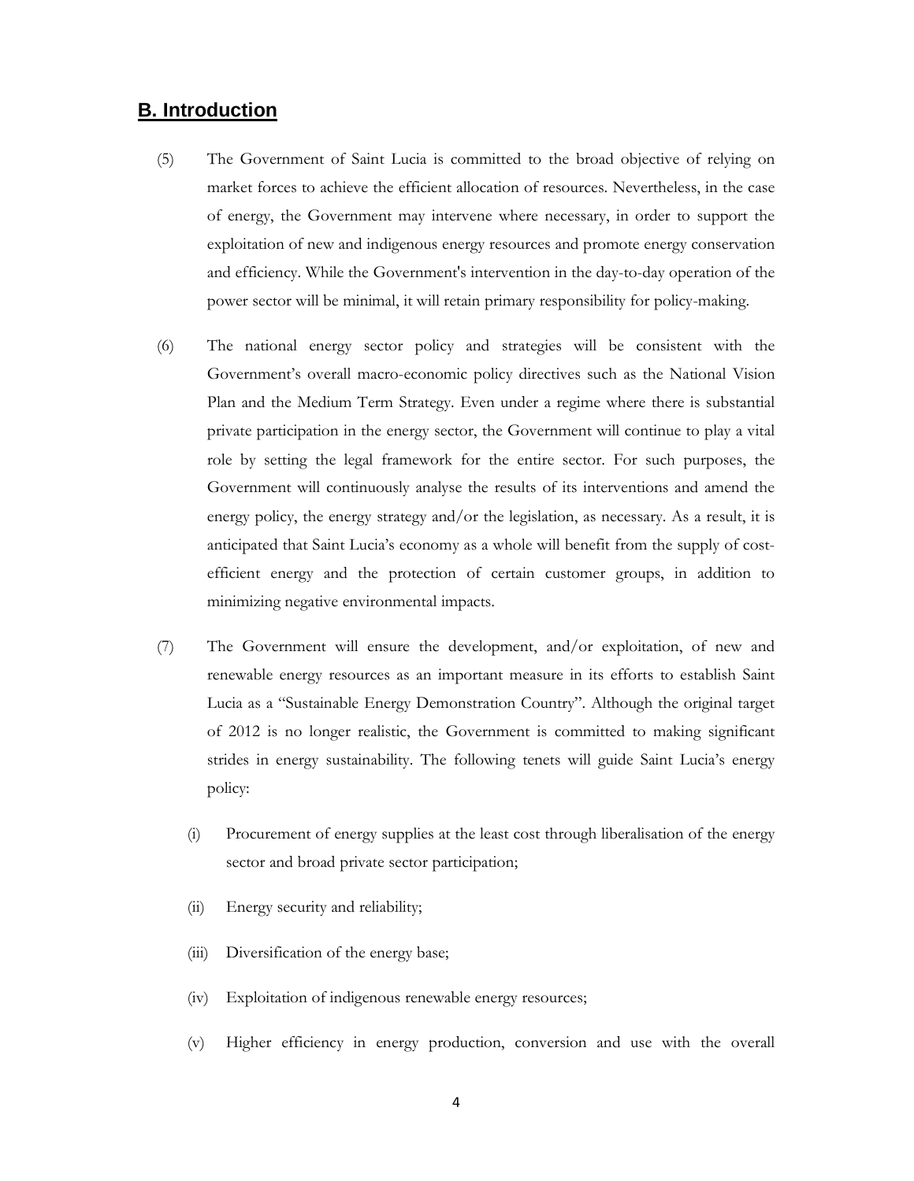## B. Introduction

(5) The Government of Saint Lucia is committed to the broad objective of relying on market forces to achieve the efficient allocation of resources. Nevertheless, in the case of energy, the Government may intervene where necessary, in order to support the exploitation of new and indigenous energy resources and promote energy conservation and efficiency. While the Government's intervention in the day-to-day operation of the power sector will be minimal, it will retain primary responsibility for policy-making.

(6) The national energy sector policy and strategies will be consistent with the Government's overall macro-economic policy directives such as the National Vision Plan and the Medium Term Strategy. Even under a regime where there is substantial private participation in the energy sector, the Government will continue to play a vital role by setting the legal framework for the entire sector. For such purposes, the Government will continuously analyse the results of its interventions and amend the energy policy, the energy strategy and/or the legislation, as necessary. As a result, it is anticipated that Saint Lucia's economy as a whole will benefit from the supply of cost-efficient energy and the protection of certain customer groups, in addition to minimizing negative environmental impacts.

(7) The Government will ensure the development, and/or exploitation, of new and renewable energy resources as an important measure in its efforts to establish Saint Lucia as a "Sustainable Energy Demonstration Country". Although the original target of 2012 is no longer realistic, the Government is committed to making significant strides in energy sustainability. The following tenets will guide Saint Lucia's energy policy:

(i) Procurement of energy supplies at the least cost through liberalisation of the energy sector and broad private sector participation;

(ii) Energy security and reliability;

(iii) Diversification of the energy base;

(iv) Exploitation of indigenous renewable energy resources;

(v) Higher efficiency in energy production, conversion and use with the overall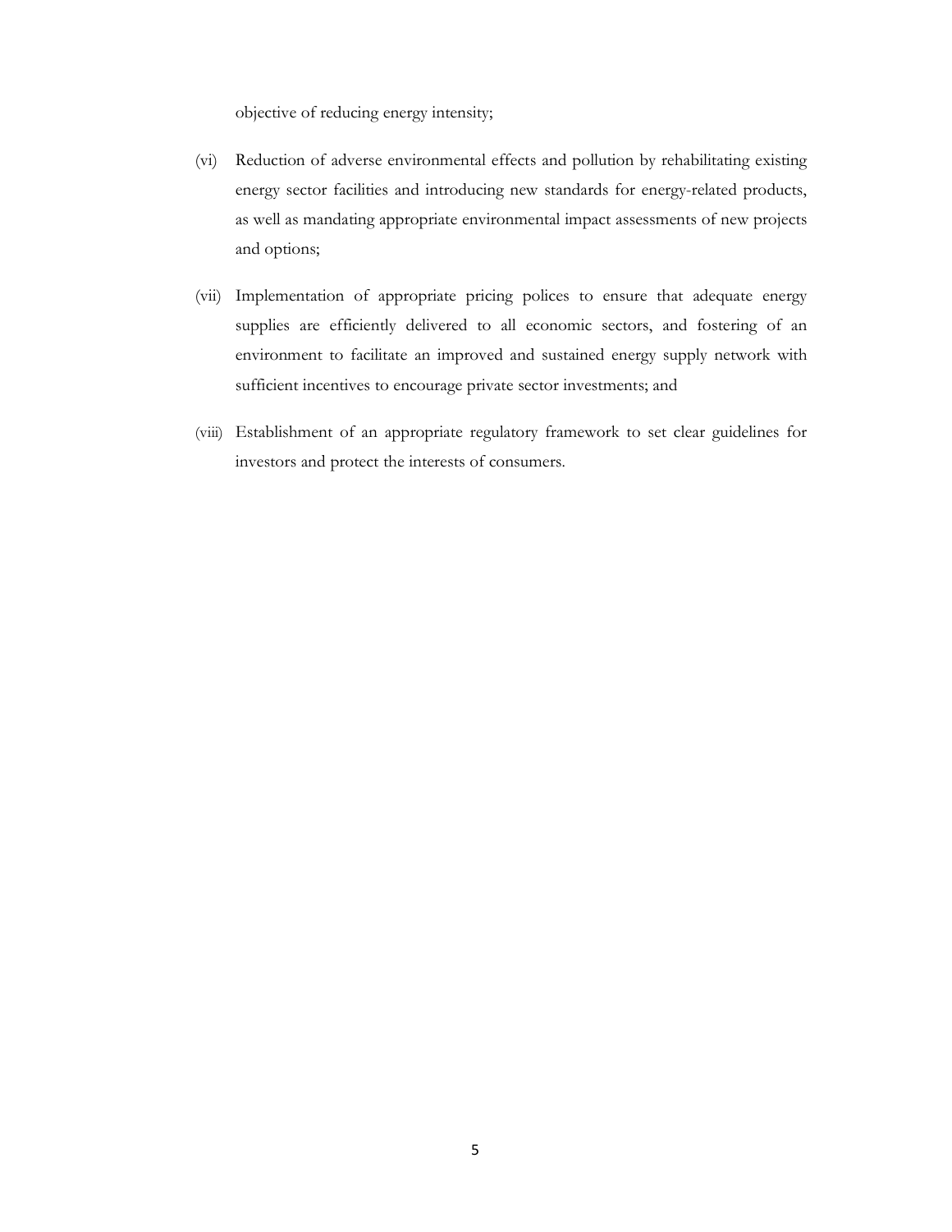objective of reducing energy intensity;

(vi) Reduction of adverse environmental effects and pollution by rehabilitating existing energy sector facilities and introducing new standards for energy-related products, as well as mandating appropriate environmental impact assessments of new projects and options;

(vii) Implementation of appropriate pricing polices to ensure that adequate energy supplies are efficiently delivered to all economic sectors, and fostering of an environment to facilitate an improved and sustained energy supply network with sufficient incentives to encourage private sector investments; and

(viii) Establishment of an appropriate regulatory framework to set clear guidelines for investors and protect the interests of consumers.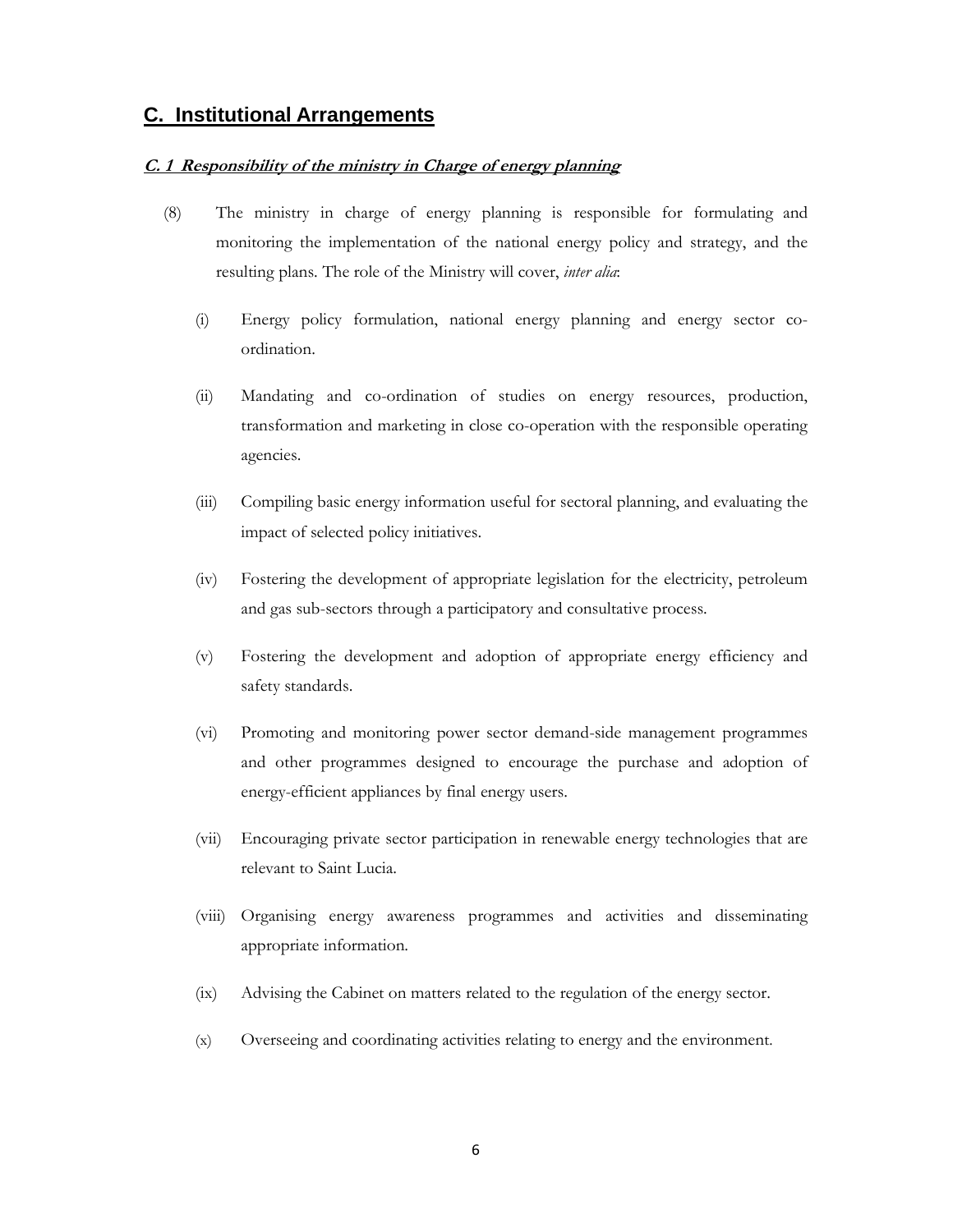## C. Institutional Arrangements

### ***C. 1 Responsibility of the ministry in Charge of energy planning***

(8) The ministry in charge of energy planning is responsible for formulating and monitoring the implementation of the national energy policy and strategy, and the resulting plans. The role of the Ministry will cover, *inter alia*:

(i) Energy policy formulation, national energy planning and energy sector co-ordination.

(ii) Mandating and co-ordination of studies on energy resources, production, transformation and marketing in close co-operation with the responsible operating agencies.

(iii) Compiling basic energy information useful for sectoral planning, and evaluating the impact of selected policy initiatives.

(iv) Fostering the development of appropriate legislation for the electricity, petroleum and gas sub-sectors through a participatory and consultative process.

(v) Fostering the development and adoption of appropriate energy efficiency and safety standards.

(vi) Promoting and monitoring power sector demand-side management programmes and other programmes designed to encourage the purchase and adoption of energy-efficient appliances by final energy users.

(vii) Encouraging private sector participation in renewable energy technologies that are relevant to Saint Lucia.

(viii) Organising energy awareness programmes and activities and disseminating appropriate information.

(ix) Advising the Cabinet on matters related to the regulation of the energy sector.

(x) Overseeing and coordinating activities relating to energy and the environment.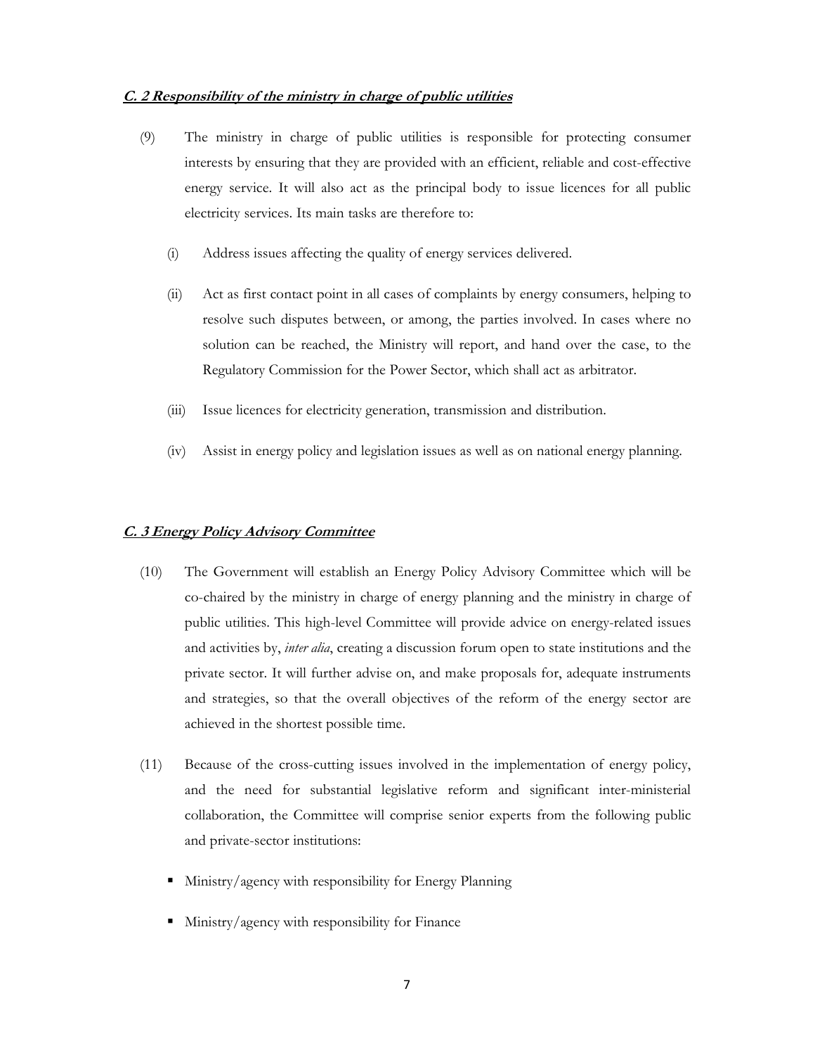### ***C. 2 Responsibility of the ministry in charge of public utilities***

(9) The ministry in charge of public utilities is responsible for protecting consumer interests by ensuring that they are provided with an efficient, reliable and cost-effective energy service. It will also act as the principal body to issue licences for all public electricity services. Its main tasks are therefore to:

(i) Address issues affecting the quality of energy services delivered.

(ii) Act as first contact point in all cases of complaints by energy consumers, helping to resolve such disputes between, or among, the parties involved. In cases where no solution can be reached, the Ministry will report, and hand over the case, to the Regulatory Commission for the Power Sector, which shall act as arbitrator.

(iii) Issue licences for electricity generation, transmission and distribution.

(iv) Assist in energy policy and legislation issues as well as on national energy planning.

### ***C. 3 Energy Policy Advisory Committee***

(10) The Government will establish an Energy Policy Advisory Committee which will be co-chaired by the ministry in charge of energy planning and the ministry in charge of public utilities. This high-level Committee will provide advice on energy-related issues and activities by, *inter alia*, creating a discussion forum open to state institutions and the private sector. It will further advise on, and make proposals for, adequate instruments and strategies, so that the overall objectives of the reform of the energy sector are achieved in the shortest possible time.

(11) Because of the cross-cutting issues involved in the implementation of energy policy, and the need for substantial legislative reform and significant inter-ministerial collaboration, the Committee will comprise senior experts from the following public and private-sector institutions:

- Ministry/agency with responsibility for Energy Planning
- Ministry/agency with responsibility for Finance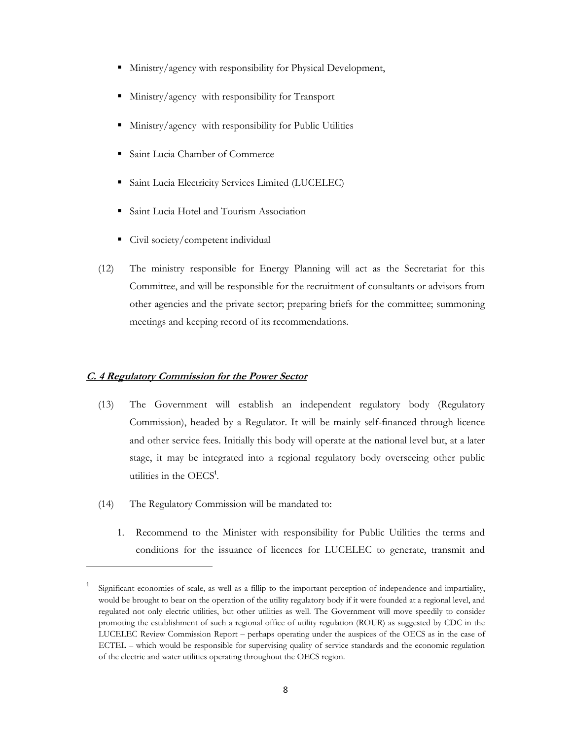- Ministry/agency with responsibility for Physical Development,
- Ministry/agency with responsibility for Transport
- Ministry/agency with responsibility for Public Utilities
- Saint Lucia Chamber of Commerce
- Saint Lucia Electricity Services Limited (LUCELEC)
- Saint Lucia Hotel and Tourism Association
- Civil society/competent individual

(12) The ministry responsible for Energy Planning will act as the Secretariat for this Committee, and will be responsible for the recruitment of consultants or advisors from other agencies and the private sector; preparing briefs for the committee; summoning meetings and keeping record of its recommendations.

### ***C. 4 Regulatory Commission for the Power Sector***

(13) The Government will establish an independent regulatory body (Regulatory Commission), headed by a Regulator. It will be mainly self-financed through licence and other service fees. Initially this body will operate at the national level but, at a later stage, it may be integrated into a regional regulatory body overseeing other public utilities in the OECS[1].

(14) The Regulatory Commission will be mandated to:

1. Recommend to the Minister with responsibility for Public Utilities the terms and conditions for the issuance of licences for LUCELEC to generate, transmit and

---

[1] Significant economies of scale, as well as a fillip to the important perception of independence and impartiality, would be brought to bear on the operation of the utility regulatory body if it were founded at a regional level, and regulated not only electric utilities, but other utilities as well. The Government will move speedily to consider promoting the establishment of such a regional office of utility regulation (ROUR) as suggested by CDC in the LUCELEC Review Commission Report – perhaps operating under the auspices of the OECS as in the case of ECTEL – which would be responsible for supervising quality of service standards and the economic regulation of the electric and water utilities operating throughout the OECS region.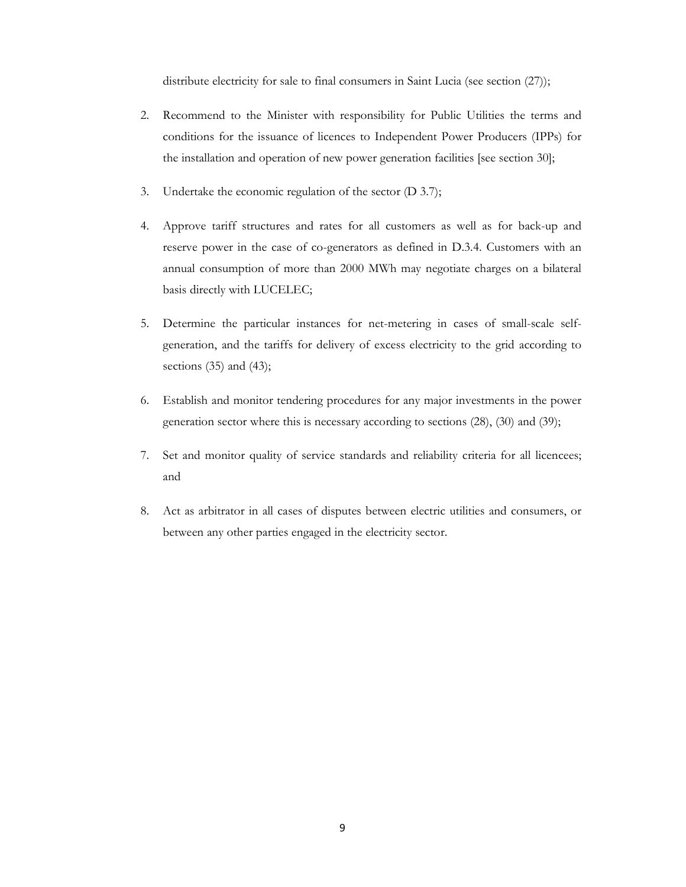distribute electricity for sale to final consumers in Saint Lucia (see section (27));

2. Recommend to the Minister with responsibility for Public Utilities the terms and conditions for the issuance of licences to Independent Power Producers (IPPs) for the installation and operation of new power generation facilities [see section 30];

3. Undertake the economic regulation of the sector (D 3.7);

4. Approve tariff structures and rates for all customers as well as for back-up and reserve power in the case of co-generators as defined in D.3.4. Customers with an annual consumption of more than 2000 MWh may negotiate charges on a bilateral basis directly with LUCELEC;

5. Determine the particular instances for net-metering in cases of small-scale self-generation, and the tariffs for delivery of excess electricity to the grid according to sections (35) and (43);

6. Establish and monitor tendering procedures for any major investments in the power generation sector where this is necessary according to sections (28), (30) and (39);

7. Set and monitor quality of service standards and reliability criteria for all licencees; and

8. Act as arbitrator in all cases of disputes between electric utilities and consumers, or between any other parties engaged in the electricity sector.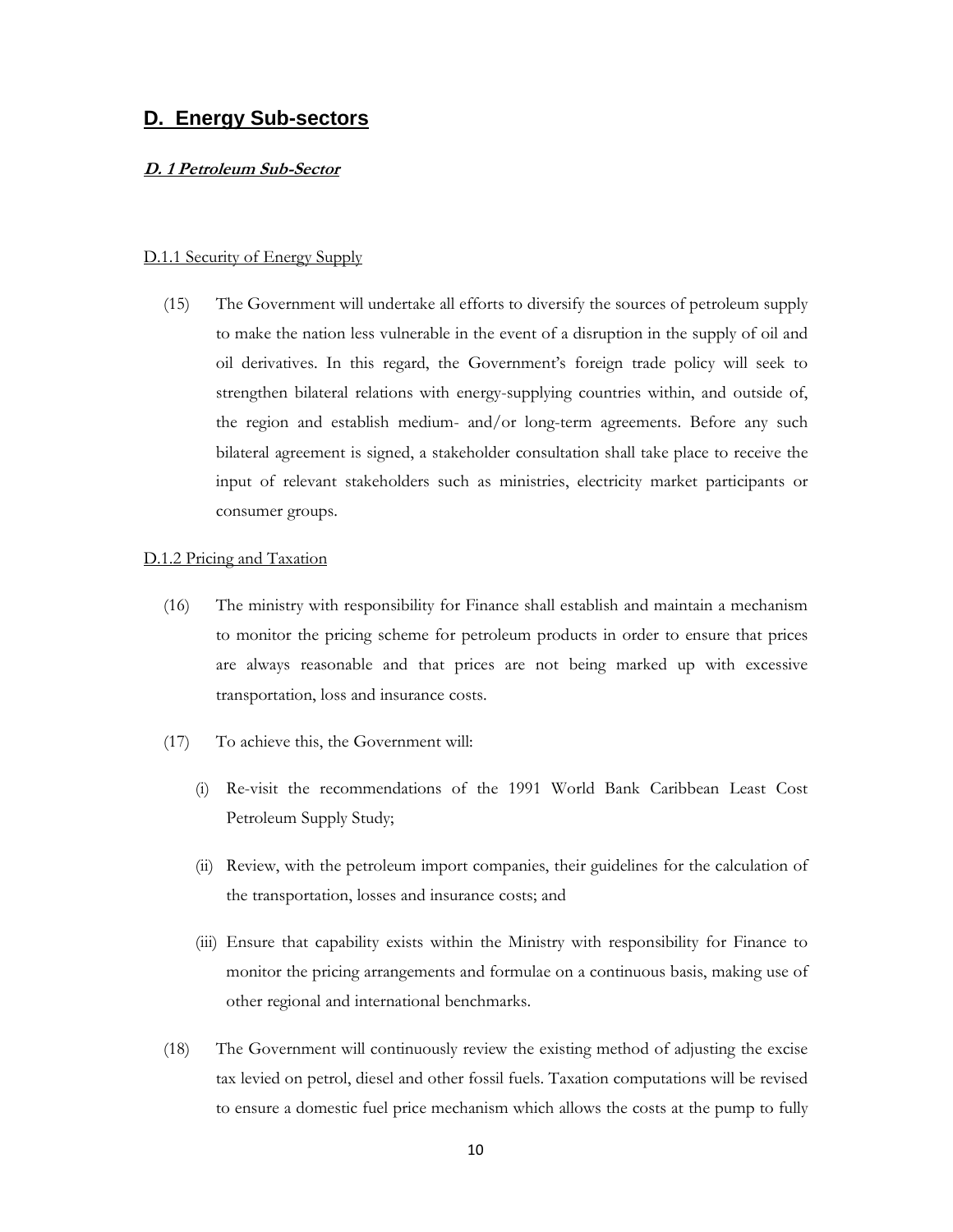## D. Energy Sub-sectors

### D. 1 Petroleum Sub-Sector

#### D.1.1 Security of Energy Supply

(15) The Government will undertake all efforts to diversify the sources of petroleum supply to make the nation less vulnerable in the event of a disruption in the supply of oil and oil derivatives. In this regard, the Government's foreign trade policy will seek to strengthen bilateral relations with energy-supplying countries within, and outside of, the region and establish medium- and/or long-term agreements. Before any such bilateral agreement is signed, a stakeholder consultation shall take place to receive the input of relevant stakeholders such as ministries, electricity market participants or consumer groups.

#### D.1.2 Pricing and Taxation

(16) The ministry with responsibility for Finance shall establish and maintain a mechanism to monitor the pricing scheme for petroleum products in order to ensure that prices are always reasonable and that prices are not being marked up with excessive transportation, loss and insurance costs.

(17) To achieve this, the Government will:

(i) Re-visit the recommendations of the 1991 World Bank Caribbean Least Cost Petroleum Supply Study;

(ii) Review, with the petroleum import companies, their guidelines for the calculation of the transportation, losses and insurance costs; and

(iii) Ensure that capability exists within the Ministry with responsibility for Finance to monitor the pricing arrangements and formulae on a continuous basis, making use of other regional and international benchmarks.

(18) The Government will continuously review the existing method of adjusting the excise tax levied on petrol, diesel and other fossil fuels. Taxation computations will be revised to ensure a domestic fuel price mechanism which allows the costs at the pump to fully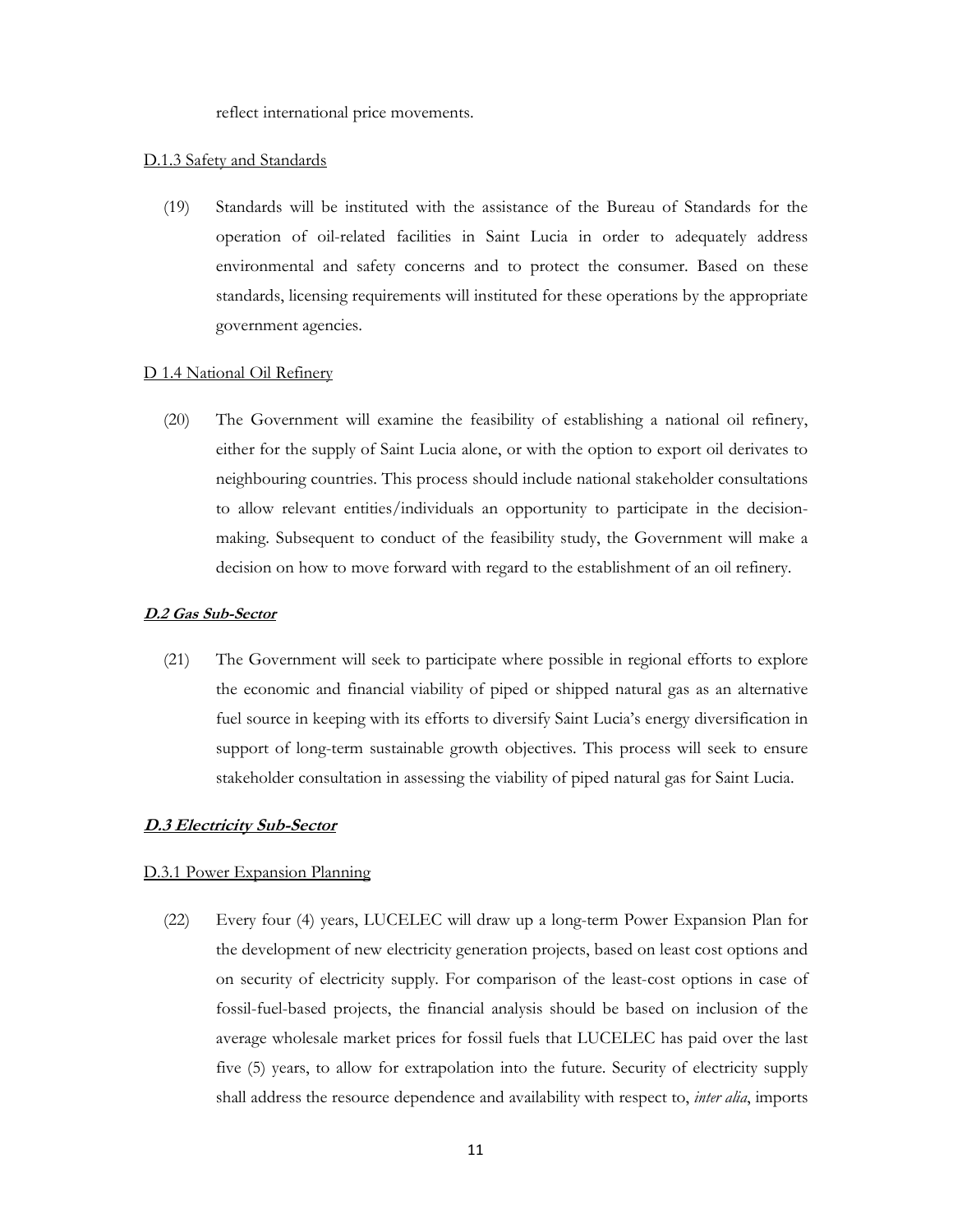reflect international price movements.

<u>D.1.3 Safety and Standards</u>

(19) Standards will be instituted with the assistance of the Bureau of Standards for the operation of oil-related facilities in Saint Lucia in order to adequately address environmental and safety concerns and to protect the consumer. Based on these standards, licensing requirements will instituted for these operations by the appropriate government agencies.

<u>D 1.4 National Oil Refinery</u>

(20) The Government will examine the feasibility of establishing a national oil refinery, either for the supply of Saint Lucia alone, or with the option to export oil derivates to neighbouring countries. This process should include national stakeholder consultations to allow relevant entities/individuals an opportunity to participate in the decision-making. Subsequent to conduct of the feasibility study, the Government will make a decision on how to move forward with regard to the establishment of an oil refinery.

***<u>D.2 Gas Sub-Sector</u>***

(21) The Government will seek to participate where possible in regional efforts to explore the economic and financial viability of piped or shipped natural gas as an alternative fuel source in keeping with its efforts to diversify Saint Lucia's energy diversification in support of long-term sustainable growth objectives. This process will seek to ensure stakeholder consultation in assessing the viability of piped natural gas for Saint Lucia.

***<u>D.3 Electricity Sub-Sector</u>***

<u>D.3.1 Power Expansion Planning</u>

(22) Every four (4) years, LUCELEC will draw up a long-term Power Expansion Plan for the development of new electricity generation projects, based on least cost options and on security of electricity supply. For comparison of the least-cost options in case of fossil-fuel-based projects, the financial analysis should be based on inclusion of the average wholesale market prices for fossil fuels that LUCELEC has paid over the last five (5) years, to allow for extrapolation into the future. Security of electricity supply shall address the resource dependence and availability with respect to, *inter alia*, imports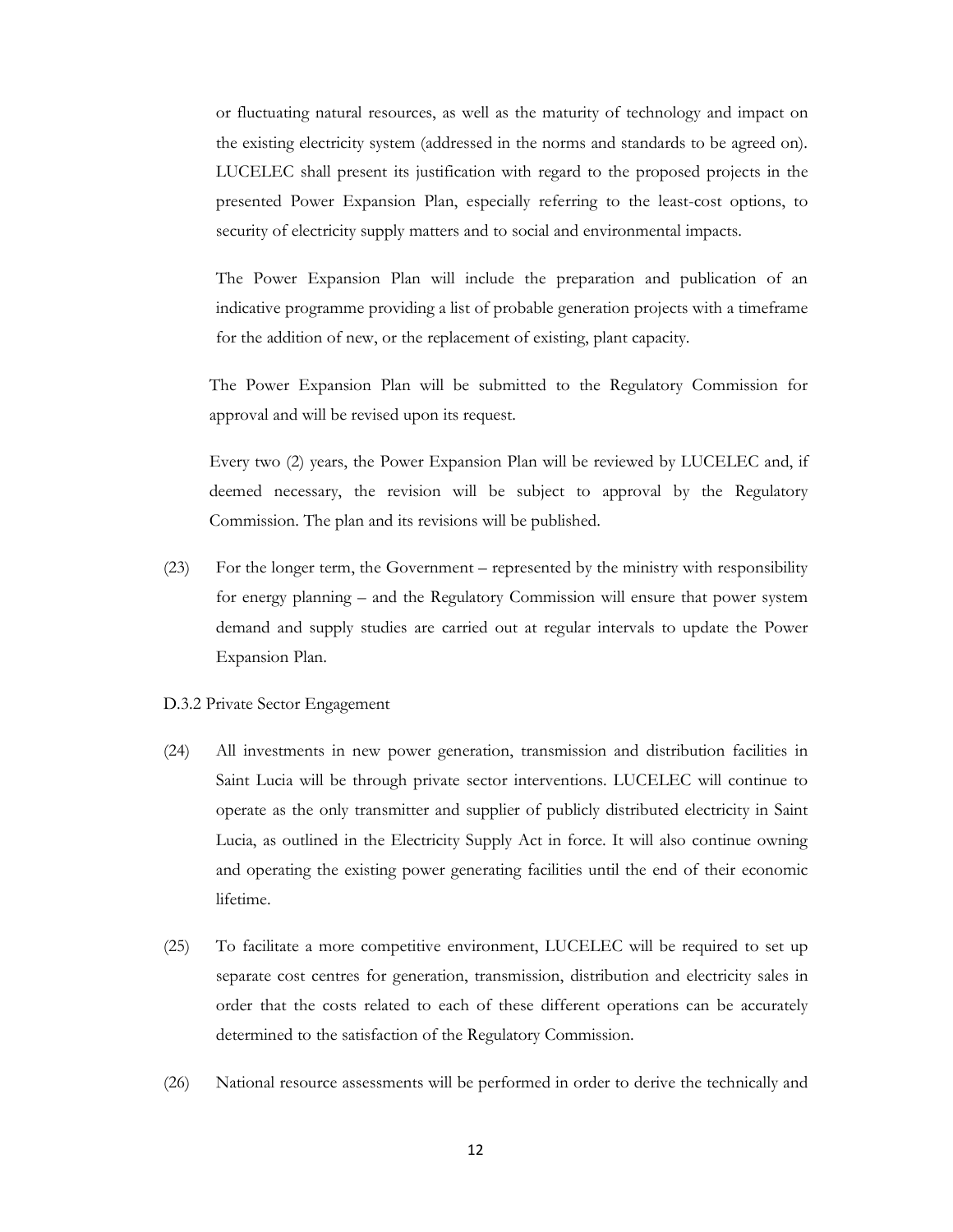or fluctuating natural resources, as well as the maturity of technology and impact on the existing electricity system (addressed in the norms and standards to be agreed on). LUCELEC shall present its justification with regard to the proposed projects in the presented Power Expansion Plan, especially referring to the least-cost options, to security of electricity supply matters and to social and environmental impacts.

The Power Expansion Plan will include the preparation and publication of an indicative programme providing a list of probable generation projects with a timeframe for the addition of new, or the replacement of existing, plant capacity.

The Power Expansion Plan will be submitted to the Regulatory Commission for approval and will be revised upon its request.

Every two (2) years, the Power Expansion Plan will be reviewed by LUCELEC and, if deemed necessary, the revision will be subject to approval by the Regulatory Commission. The plan and its revisions will be published.

(23) For the longer term, the Government – represented by the ministry with responsibility for energy planning – and the Regulatory Commission will ensure that power system demand and supply studies are carried out at regular intervals to update the Power Expansion Plan.

D.3.2 Private Sector Engagement

(24) All investments in new power generation, transmission and distribution facilities in Saint Lucia will be through private sector interventions. LUCELEC will continue to operate as the only transmitter and supplier of publicly distributed electricity in Saint Lucia, as outlined in the Electricity Supply Act in force. It will also continue owning and operating the existing power generating facilities until the end of their economic lifetime.

(25) To facilitate a more competitive environment, LUCELEC will be required to set up separate cost centres for generation, transmission, distribution and electricity sales in order that the costs related to each of these different operations can be accurately determined to the satisfaction of the Regulatory Commission.

(26) National resource assessments will be performed in order to derive the technically and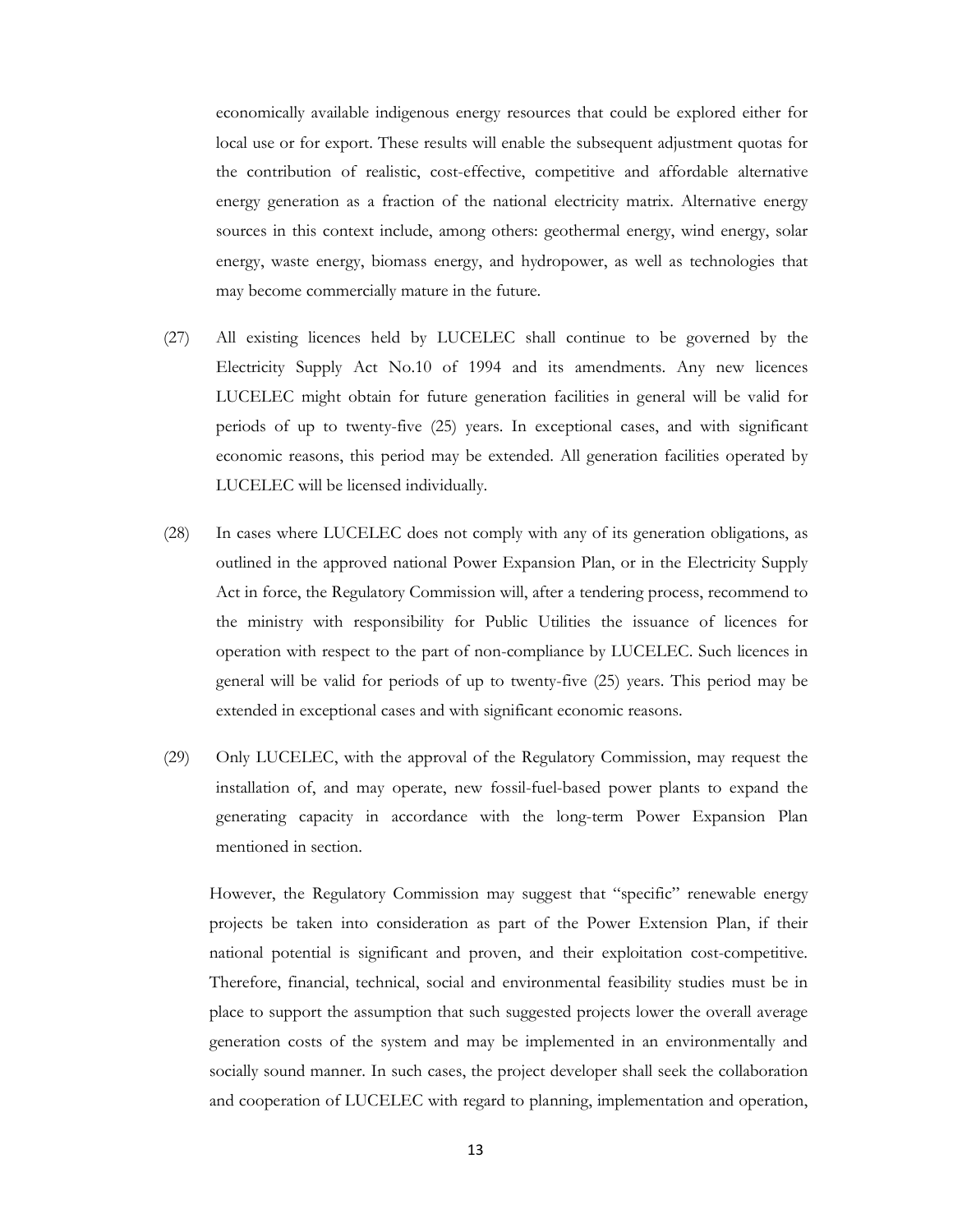economically available indigenous energy resources that could be explored either for local use or for export. These results will enable the subsequent adjustment quotas for the contribution of realistic, cost-effective, competitive and affordable alternative energy generation as a fraction of the national electricity matrix. Alternative energy sources in this context include, among others: geothermal energy, wind energy, solar energy, waste energy, biomass energy, and hydropower, as well as technologies that may become commercially mature in the future.

(27) All existing licences held by LUCELEC shall continue to be governed by the Electricity Supply Act No.10 of 1994 and its amendments. Any new licences LUCELEC might obtain for future generation facilities in general will be valid for periods of up to twenty-five (25) years. In exceptional cases, and with significant economic reasons, this period may be extended. All generation facilities operated by LUCELEC will be licensed individually.

(28) In cases where LUCELEC does not comply with any of its generation obligations, as outlined in the approved national Power Expansion Plan, or in the Electricity Supply Act in force, the Regulatory Commission will, after a tendering process, recommend to the ministry with responsibility for Public Utilities the issuance of licences for operation with respect to the part of non-compliance by LUCELEC. Such licences in general will be valid for periods of up to twenty-five (25) years. This period may be extended in exceptional cases and with significant economic reasons.

(29) Only LUCELEC, with the approval of the Regulatory Commission, may request the installation of, and may operate, new fossil-fuel-based power plants to expand the generating capacity in accordance with the long-term Power Expansion Plan mentioned in section.

However, the Regulatory Commission may suggest that "specific" renewable energy projects be taken into consideration as part of the Power Extension Plan, if their national potential is significant and proven, and their exploitation cost-competitive. Therefore, financial, technical, social and environmental feasibility studies must be in place to support the assumption that such suggested projects lower the overall average generation costs of the system and may be implemented in an environmentally and socially sound manner. In such cases, the project developer shall seek the collaboration and cooperation of LUCELEC with regard to planning, implementation and operation,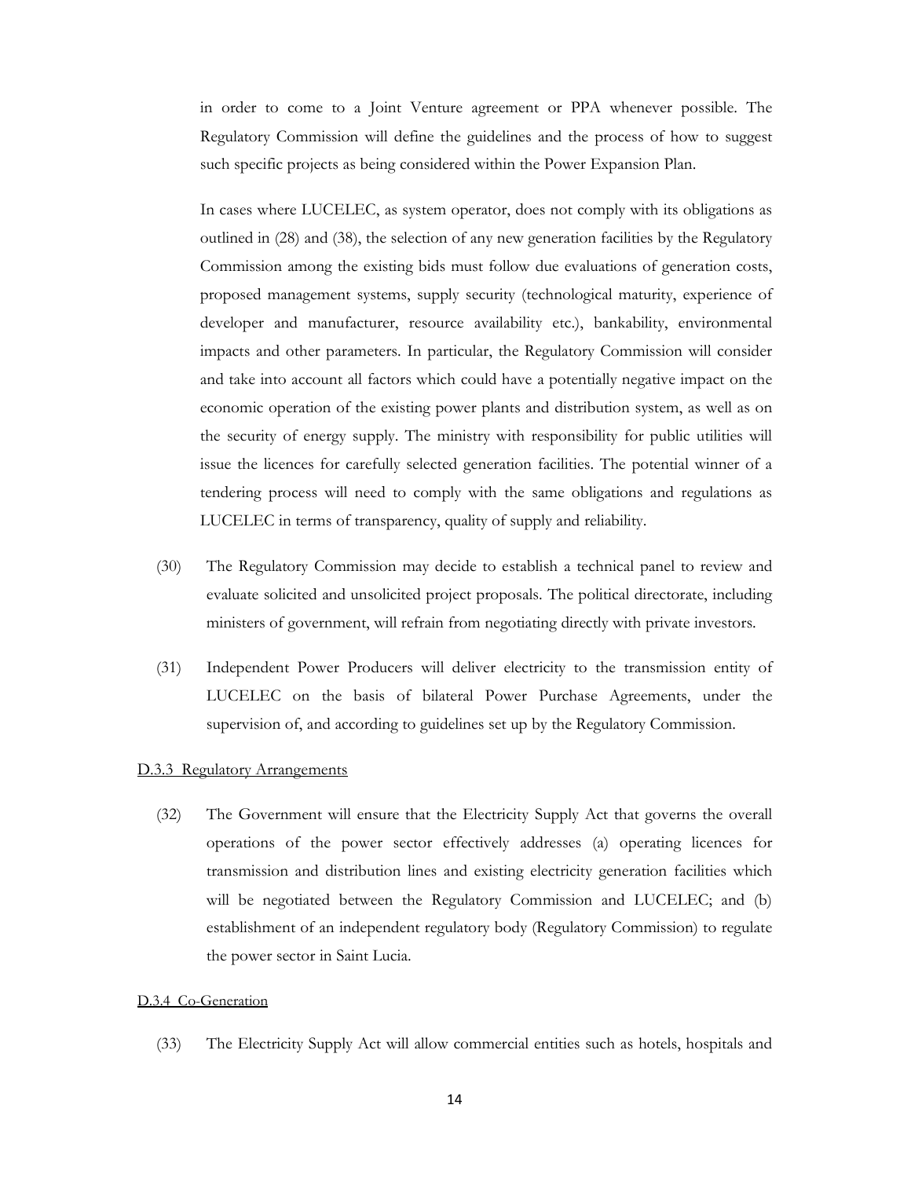in order to come to a Joint Venture agreement or PPA whenever possible. The Regulatory Commission will define the guidelines and the process of how to suggest such specific projects as being considered within the Power Expansion Plan.

In cases where LUCELEC, as system operator, does not comply with its obligations as outlined in (28) and (38), the selection of any new generation facilities by the Regulatory Commission among the existing bids must follow due evaluations of generation costs, proposed management systems, supply security (technological maturity, experience of developer and manufacturer, resource availability etc.), bankability, environmental impacts and other parameters. In particular, the Regulatory Commission will consider and take into account all factors which could have a potentially negative impact on the economic operation of the existing power plants and distribution system, as well as on the security of energy supply. The ministry with responsibility for public utilities will issue the licences for carefully selected generation facilities. The potential winner of a tendering process will need to comply with the same obligations and regulations as LUCELEC in terms of transparency, quality of supply and reliability.

(30) The Regulatory Commission may decide to establish a technical panel to review and evaluate solicited and unsolicited project proposals. The political directorate, including ministers of government, will refrain from negotiating directly with private investors.

(31) Independent Power Producers will deliver electricity to the transmission entity of LUCELEC on the basis of bilateral Power Purchase Agreements, under the supervision of, and according to guidelines set up by the Regulatory Commission.

#### D.3.3 Regulatory Arrangements

(32) The Government will ensure that the Electricity Supply Act that governs the overall operations of the power sector effectively addresses (a) operating licences for transmission and distribution lines and existing electricity generation facilities which will be negotiated between the Regulatory Commission and LUCELEC; and (b) establishment of an independent regulatory body (Regulatory Commission) to regulate the power sector in Saint Lucia.

#### D.3.4 Co-Generation

(33) The Electricity Supply Act will allow commercial entities such as hotels, hospitals and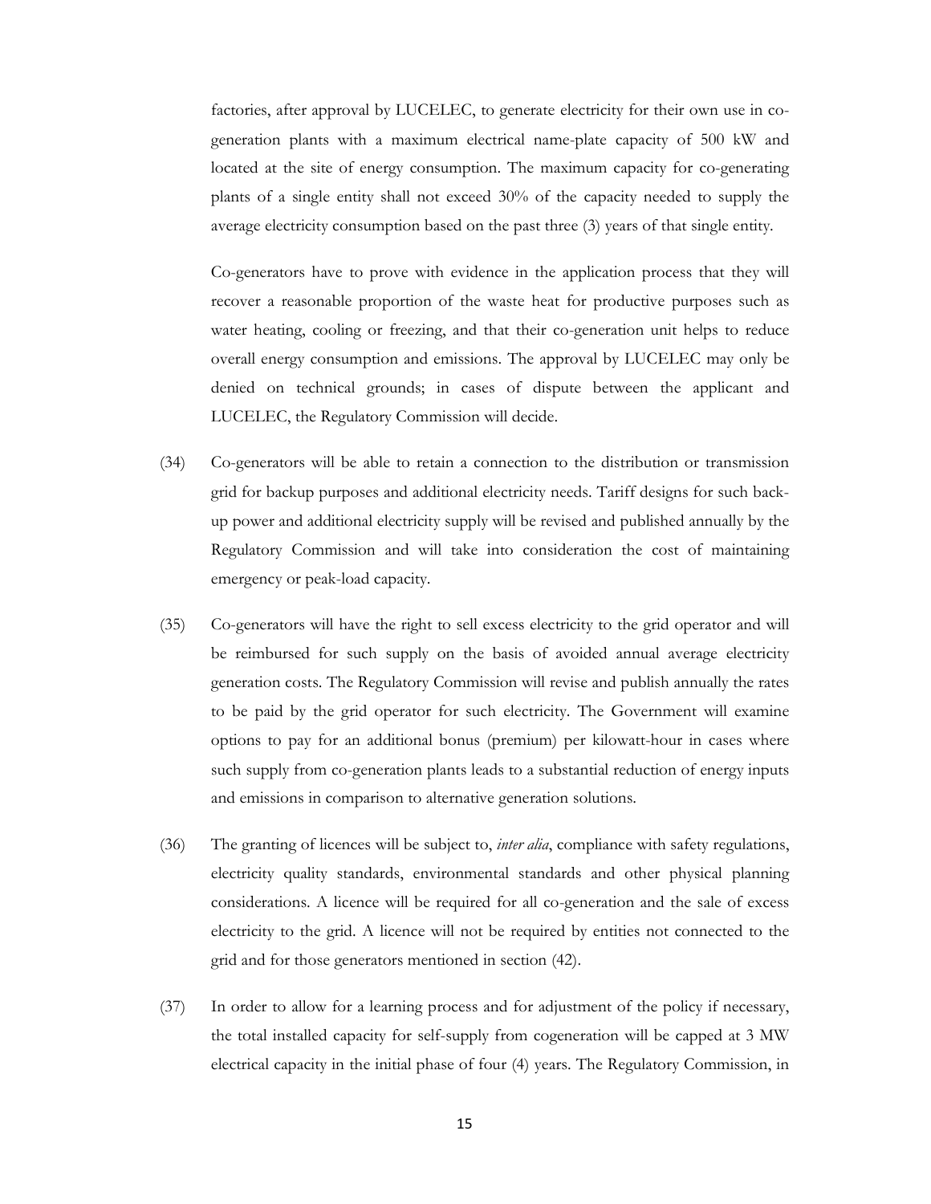factories, after approval by LUCELEC, to generate electricity for their own use in co-generation plants with a maximum electrical name-plate capacity of 500 kW and located at the site of energy consumption. The maximum capacity for co-generating plants of a single entity shall not exceed 30% of the capacity needed to supply the average electricity consumption based on the past three (3) years of that single entity.

Co-generators have to prove with evidence in the application process that they will recover a reasonable proportion of the waste heat for productive purposes such as water heating, cooling or freezing, and that their co-generation unit helps to reduce overall energy consumption and emissions. The approval by LUCELEC may only be denied on technical grounds; in cases of dispute between the applicant and LUCELEC, the Regulatory Commission will decide.

(34) Co-generators will be able to retain a connection to the distribution or transmission grid for backup purposes and additional electricity needs. Tariff designs for such back-up power and additional electricity supply will be revised and published annually by the Regulatory Commission and will take into consideration the cost of maintaining emergency or peak-load capacity.

(35) Co-generators will have the right to sell excess electricity to the grid operator and will be reimbursed for such supply on the basis of avoided annual average electricity generation costs. The Regulatory Commission will revise and publish annually the rates to be paid by the grid operator for such electricity. The Government will examine options to pay for an additional bonus (premium) per kilowatt-hour in cases where such supply from co-generation plants leads to a substantial reduction of energy inputs and emissions in comparison to alternative generation solutions.

(36) The granting of licences will be subject to, *inter alia*, compliance with safety regulations, electricity quality standards, environmental standards and other physical planning considerations. A licence will be required for all co-generation and the sale of excess electricity to the grid. A licence will not be required by entities not connected to the grid and for those generators mentioned in section (42).

(37) In order to allow for a learning process and for adjustment of the policy if necessary, the total installed capacity for self-supply from cogeneration will be capped at 3 MW electrical capacity in the initial phase of four (4) years. The Regulatory Commission, in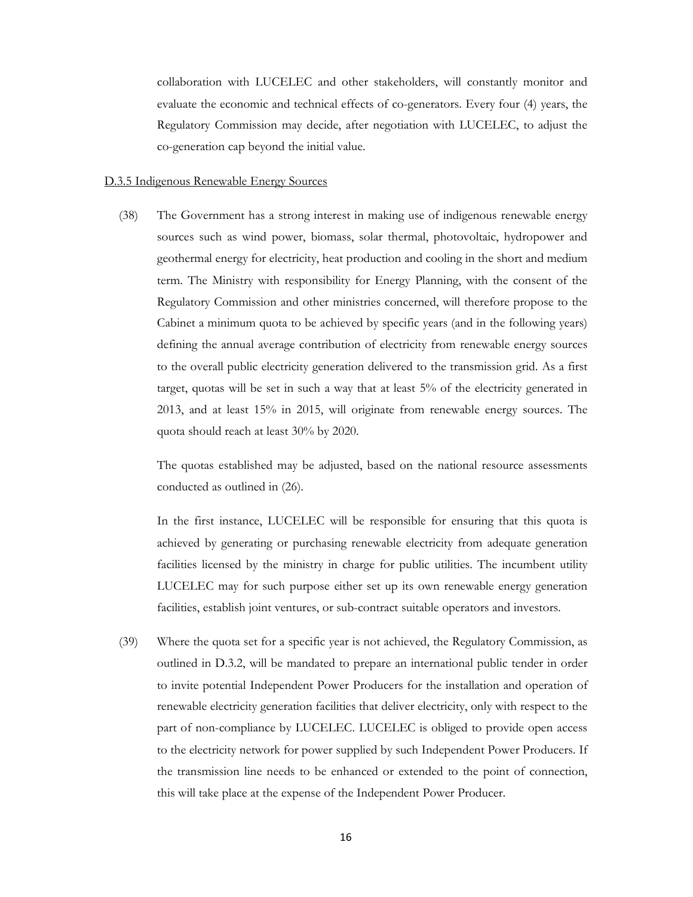collaboration with LUCELEC and other stakeholders, will constantly monitor and evaluate the economic and technical effects of co-generators. Every four (4) years, the Regulatory Commission may decide, after negotiation with LUCELEC, to adjust the co-generation cap beyond the initial value.

D.3.5 Indigenous Renewable Energy Sources

(38) The Government has a strong interest in making use of indigenous renewable energy sources such as wind power, biomass, solar thermal, photovoltaic, hydropower and geothermal energy for electricity, heat production and cooling in the short and medium term. The Ministry with responsibility for Energy Planning, with the consent of the Regulatory Commission and other ministries concerned, will therefore propose to the Cabinet a minimum quota to be achieved by specific years (and in the following years) defining the annual average contribution of electricity from renewable energy sources to the overall public electricity generation delivered to the transmission grid. As a first target, quotas will be set in such a way that at least 5% of the electricity generated in 2013, and at least 15% in 2015, will originate from renewable energy sources. The quota should reach at least 30% by 2020.

The quotas established may be adjusted, based on the national resource assessments conducted as outlined in (26).

In the first instance, LUCELEC will be responsible for ensuring that this quota is achieved by generating or purchasing renewable electricity from adequate generation facilities licensed by the ministry in charge for public utilities. The incumbent utility LUCELEC may for such purpose either set up its own renewable energy generation facilities, establish joint ventures, or sub-contract suitable operators and investors.

(39) Where the quota set for a specific year is not achieved, the Regulatory Commission, as outlined in D.3.2, will be mandated to prepare an international public tender in order to invite potential Independent Power Producers for the installation and operation of renewable electricity generation facilities that deliver electricity, only with respect to the part of non-compliance by LUCELEC. LUCELEC is obliged to provide open access to the electricity network for power supplied by such Independent Power Producers. If the transmission line needs to be enhanced or extended to the point of connection, this will take place at the expense of the Independent Power Producer.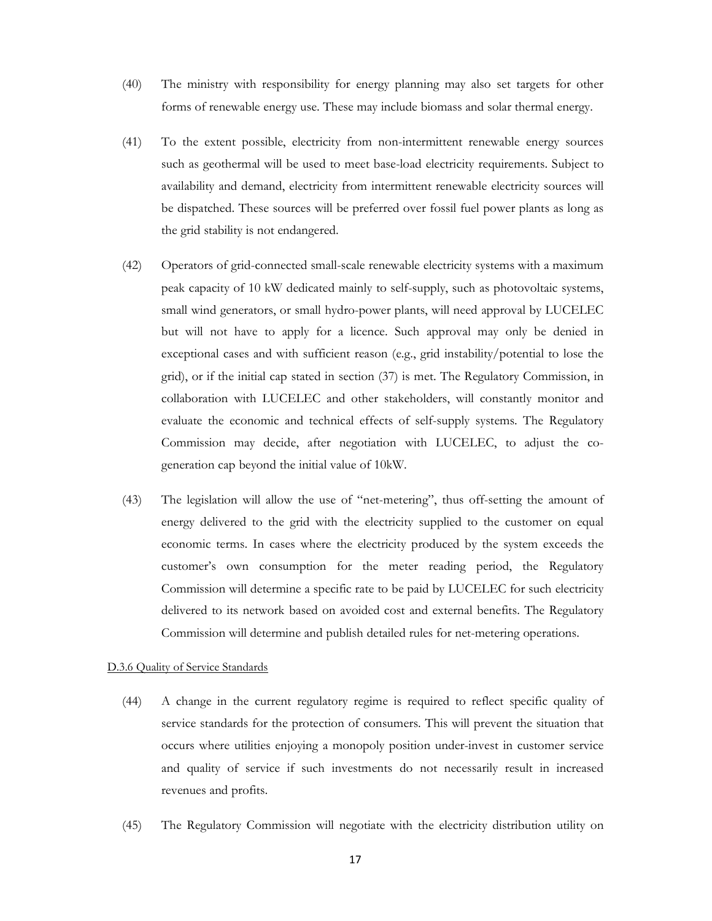(40) The ministry with responsibility for energy planning may also set targets for other forms of renewable energy use. These may include biomass and solar thermal energy.

(41) To the extent possible, electricity from non-intermittent renewable energy sources such as geothermal will be used to meet base-load electricity requirements. Subject to availability and demand, electricity from intermittent renewable electricity sources will be dispatched. These sources will be preferred over fossil fuel power plants as long as the grid stability is not endangered.

(42) Operators of grid-connected small-scale renewable electricity systems with a maximum peak capacity of 10 kW dedicated mainly to self-supply, such as photovoltaic systems, small wind generators, or small hydro-power plants, will need approval by LUCELEC but will not have to apply for a licence. Such approval may only be denied in exceptional cases and with sufficient reason (e.g., grid instability/potential to lose the grid), or if the initial cap stated in section (37) is met. The Regulatory Commission, in collaboration with LUCELEC and other stakeholders, will constantly monitor and evaluate the economic and technical effects of self-supply systems. The Regulatory Commission may decide, after negotiation with LUCELEC, to adjust the co-generation cap beyond the initial value of 10kW.

(43) The legislation will allow the use of "net-metering", thus off-setting the amount of energy delivered to the grid with the electricity supplied to the customer on equal economic terms. In cases where the electricity produced by the system exceeds the customer's own consumption for the meter reading period, the Regulatory Commission will determine a specific rate to be paid by LUCELEC for such electricity delivered to its network based on avoided cost and external benefits. The Regulatory Commission will determine and publish detailed rules for net-metering operations.

D.3.6 Quality of Service Standards

(44) A change in the current regulatory regime is required to reflect specific quality of service standards for the protection of consumers. This will prevent the situation that occurs where utilities enjoying a monopoly position under-invest in customer service and quality of service if such investments do not necessarily result in increased revenues and profits.

(45) The Regulatory Commission will negotiate with the electricity distribution utility on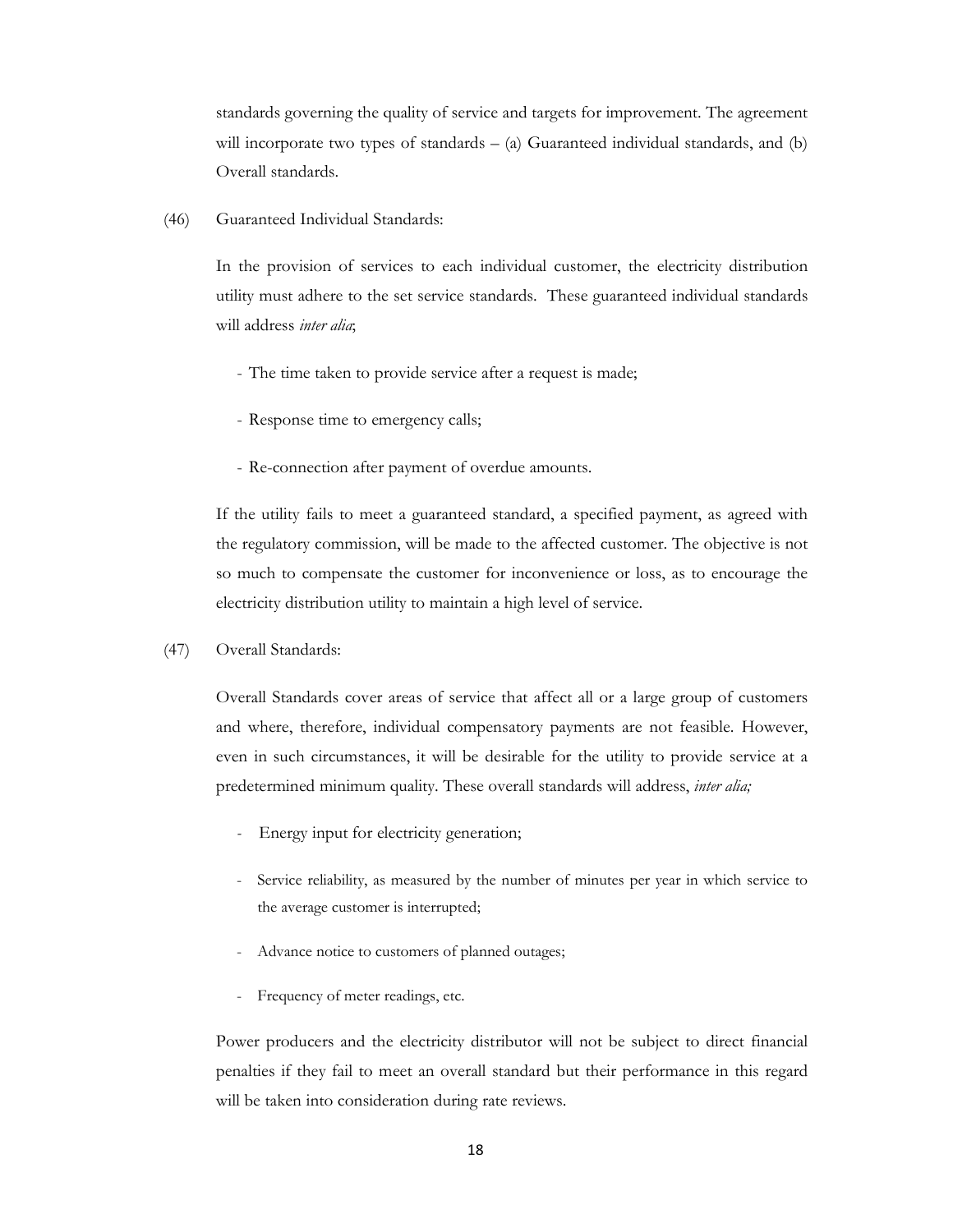standards governing the quality of service and targets for improvement. The agreement will incorporate two types of standards – (a) Guaranteed individual standards, and (b) Overall standards.

(46) Guaranteed Individual Standards:

In the provision of services to each individual customer, the electricity distribution utility must adhere to the set service standards. These guaranteed individual standards will address *inter alia*;

- The time taken to provide service after a request is made;
- Response time to emergency calls;
- Re-connection after payment of overdue amounts.

If the utility fails to meet a guaranteed standard, a specified payment, as agreed with the regulatory commission, will be made to the affected customer. The objective is not so much to compensate the customer for inconvenience or loss, as to encourage the electricity distribution utility to maintain a high level of service.

(47) Overall Standards:

Overall Standards cover areas of service that affect all or a large group of customers and where, therefore, individual compensatory payments are not feasible. However, even in such circumstances, it will be desirable for the utility to provide service at a predetermined minimum quality. These overall standards will address, *inter alia;*

- Energy input for electricity generation;
- Service reliability, as measured by the number of minutes per year in which service to the average customer is interrupted;
- Advance notice to customers of planned outages;
- Frequency of meter readings, etc.

Power producers and the electricity distributor will not be subject to direct financial penalties if they fail to meet an overall standard but their performance in this regard will be taken into consideration during rate reviews.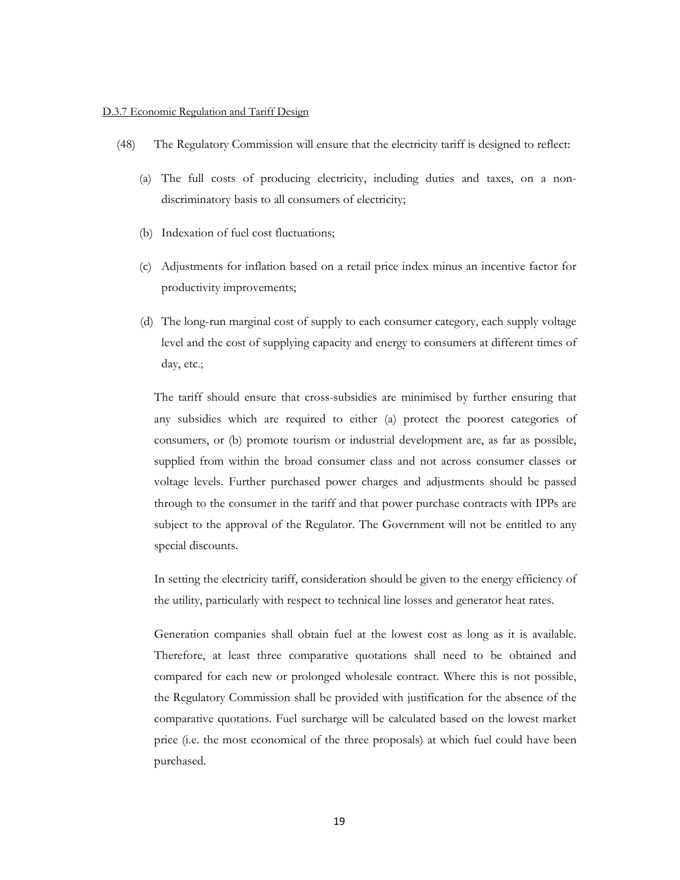D.3.7 Economic Regulation and Tariff Design

(48) The Regulatory Commission will ensure that the electricity tariff is designed to reflect:

(a) The full costs of producing electricity, including duties and taxes, on a non-discriminatory basis to all consumers of electricity;

(b) Indexation of fuel cost fluctuations;

(c) Adjustments for inflation based on a retail price index minus an incentive factor for productivity improvements;

(d) The long-run marginal cost of supply to each consumer category, each supply voltage level and the cost of supplying capacity and energy to consumers at different times of day, etc.;

The tariff should ensure that cross-subsidies are minimised by further ensuring that any subsidies which are required to either (a) protect the poorest categories of consumers, or (b) promote tourism or industrial development are, as far as possible, supplied from within the broad consumer class and not across consumer classes or voltage levels. Further purchased power charges and adjustments should be passed through to the consumer in the tariff and that power purchase contracts with IPPs are subject to the approval of the Regulator. The Government will not be entitled to any special discounts.

In setting the electricity tariff, consideration should be given to the energy efficiency of the utility, particularly with respect to technical line losses and generator heat rates.

Generation companies shall obtain fuel at the lowest cost as long as it is available. Therefore, at least three comparative quotations shall need to be obtained and compared for each new or prolonged wholesale contract. Where this is not possible, the Regulatory Commission shall be provided with justification for the absence of the comparative quotations. Fuel surcharge will be calculated based on the lowest market price (i.e. the most economical of the three proposals) at which fuel could have been purchased.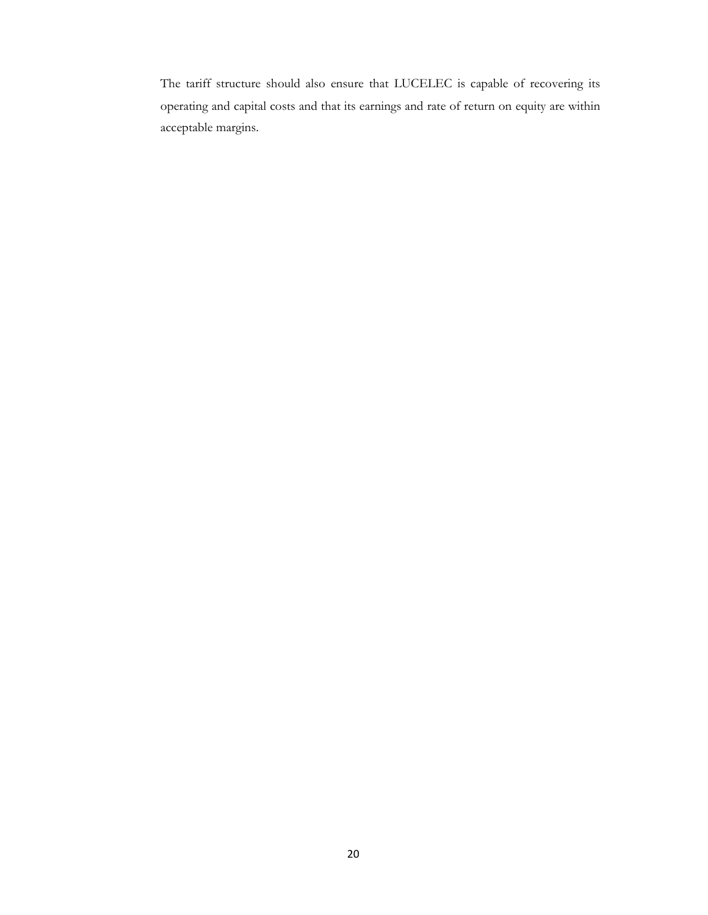The tariff structure should also ensure that LUCELEC is capable of recovering its operating and capital costs and that its earnings and rate of return on equity are within acceptable margins.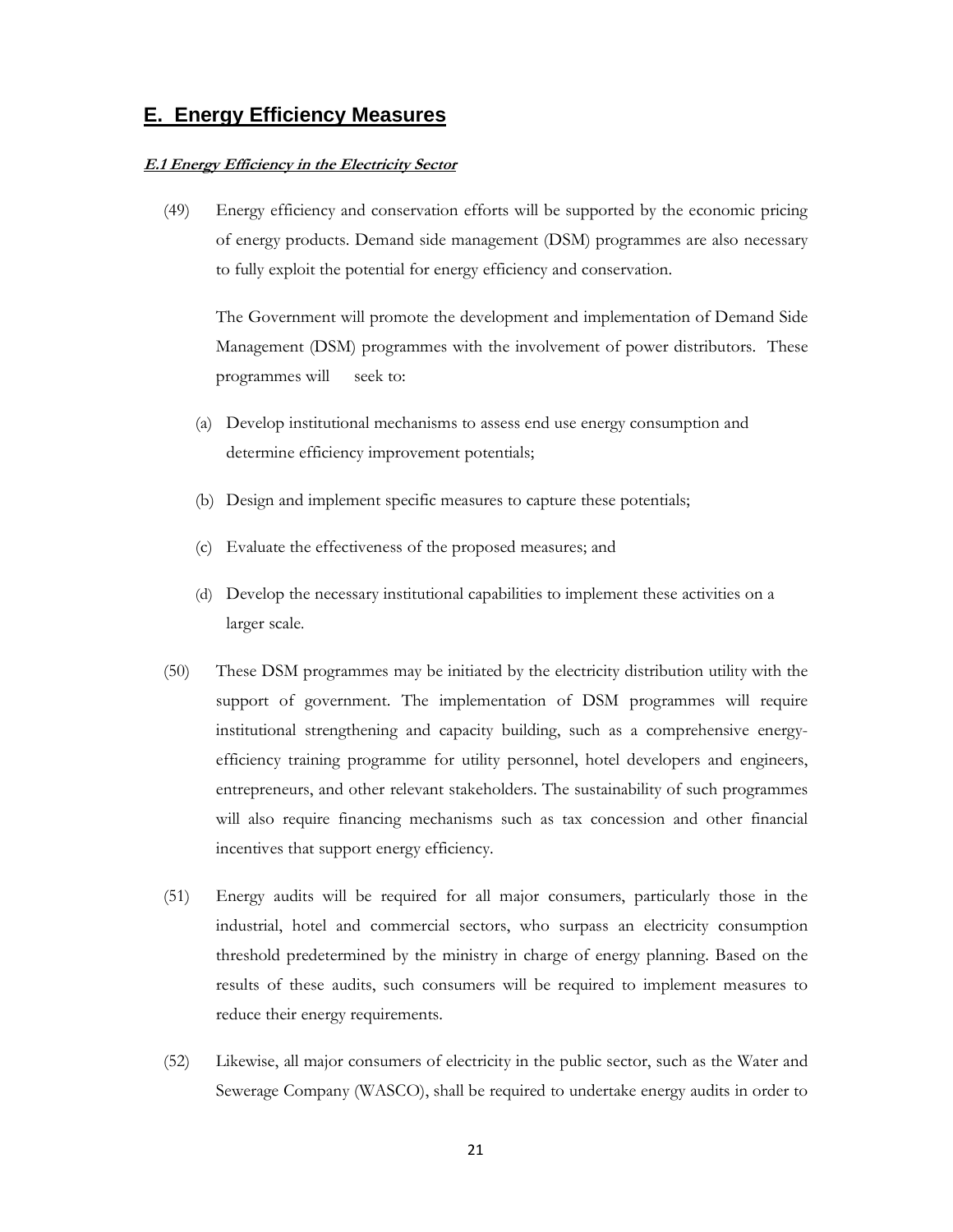## E. Energy Efficiency Measures

### ***E.1 Energy Efficiency in the Electricity Sector***

(49) Energy efficiency and conservation efforts will be supported by the economic pricing of energy products. Demand side management (DSM) programmes are also necessary to fully exploit the potential for energy efficiency and conservation.

The Government will promote the development and implementation of Demand Side Management (DSM) programmes with the involvement of power distributors. These programmes will seek to:

(a) Develop institutional mechanisms to assess end use energy consumption and determine efficiency improvement potentials;

(b) Design and implement specific measures to capture these potentials;

(c) Evaluate the effectiveness of the proposed measures; and

(d) Develop the necessary institutional capabilities to implement these activities on a larger scale.

(50) These DSM programmes may be initiated by the electricity distribution utility with the support of government. The implementation of DSM programmes will require institutional strengthening and capacity building, such as a comprehensive energy-efficiency training programme for utility personnel, hotel developers and engineers, entrepreneurs, and other relevant stakeholders. The sustainability of such programmes will also require financing mechanisms such as tax concession and other financial incentives that support energy efficiency.

(51) Energy audits will be required for all major consumers, particularly those in the industrial, hotel and commercial sectors, who surpass an electricity consumption threshold predetermined by the ministry in charge of energy planning. Based on the results of these audits, such consumers will be required to implement measures to reduce their energy requirements.

(52) Likewise, all major consumers of electricity in the public sector, such as the Water and Sewerage Company (WASCO), shall be required to undertake energy audits in order to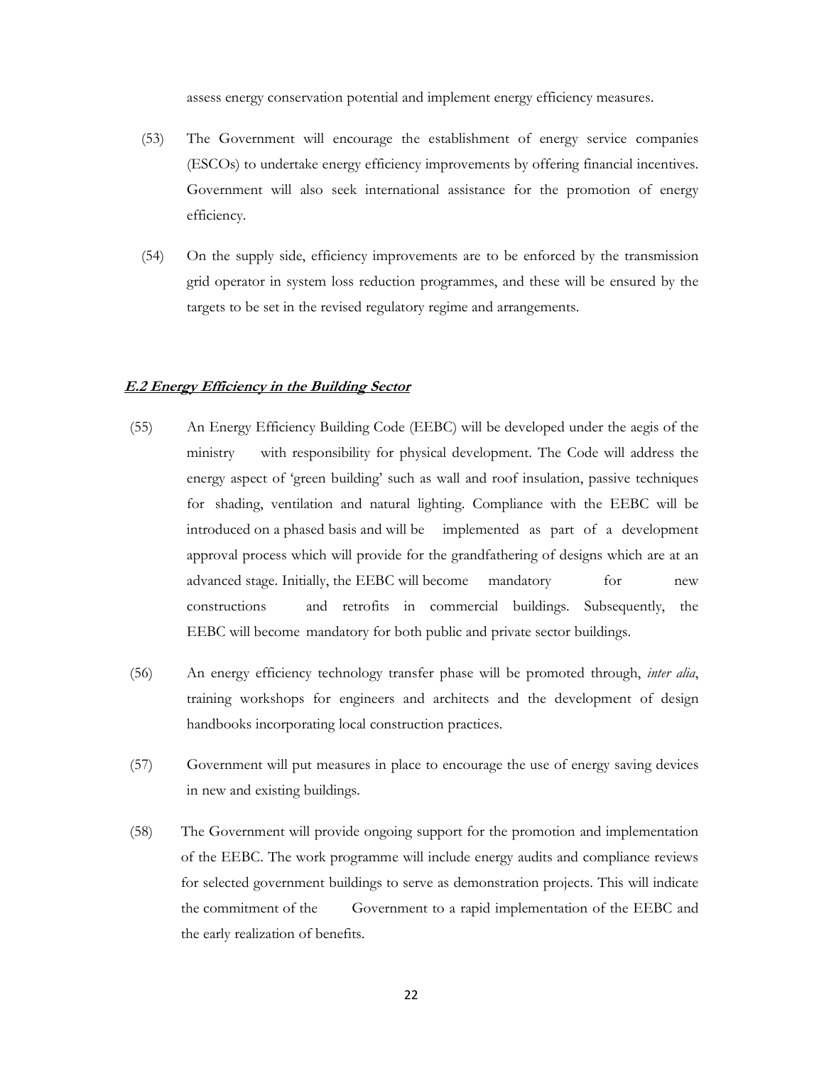assess energy conservation potential and implement energy efficiency measures.

(53) The Government will encourage the establishment of energy service companies (ESCOs) to undertake energy efficiency improvements by offering financial incentives. Government will also seek international assistance for the promotion of energy efficiency.

(54) On the supply side, efficiency improvements are to be enforced by the transmission grid operator in system loss reduction programmes, and these will be ensured by the targets to be set in the revised regulatory regime and arrangements.

### ***E.2 Energy Efficiency in the Building Sector***

(55) An Energy Efficiency Building Code (EEBC) will be developed under the aegis of the ministry with responsibility for physical development. The Code will address the energy aspect of 'green building' such as wall and roof insulation, passive techniques for shading, ventilation and natural lighting. Compliance with the EEBC will be introduced on a phased basis and will be implemented as part of a development approval process which will provide for the grandfathering of designs which are at an advanced stage. Initially, the EEBC will become mandatory for new constructions and retrofits in commercial buildings. Subsequently, the EEBC will become mandatory for both public and private sector buildings.

(56) An energy efficiency technology transfer phase will be promoted through, *inter alia*, training workshops for engineers and architects and the development of design handbooks incorporating local construction practices.

(57) Government will put measures in place to encourage the use of energy saving devices in new and existing buildings.

(58) The Government will provide ongoing support for the promotion and implementation of the EEBC. The work programme will include energy audits and compliance reviews for selected government buildings to serve as demonstration projects. This will indicate the commitment of the Government to a rapid implementation of the EEBC and the early realization of benefits.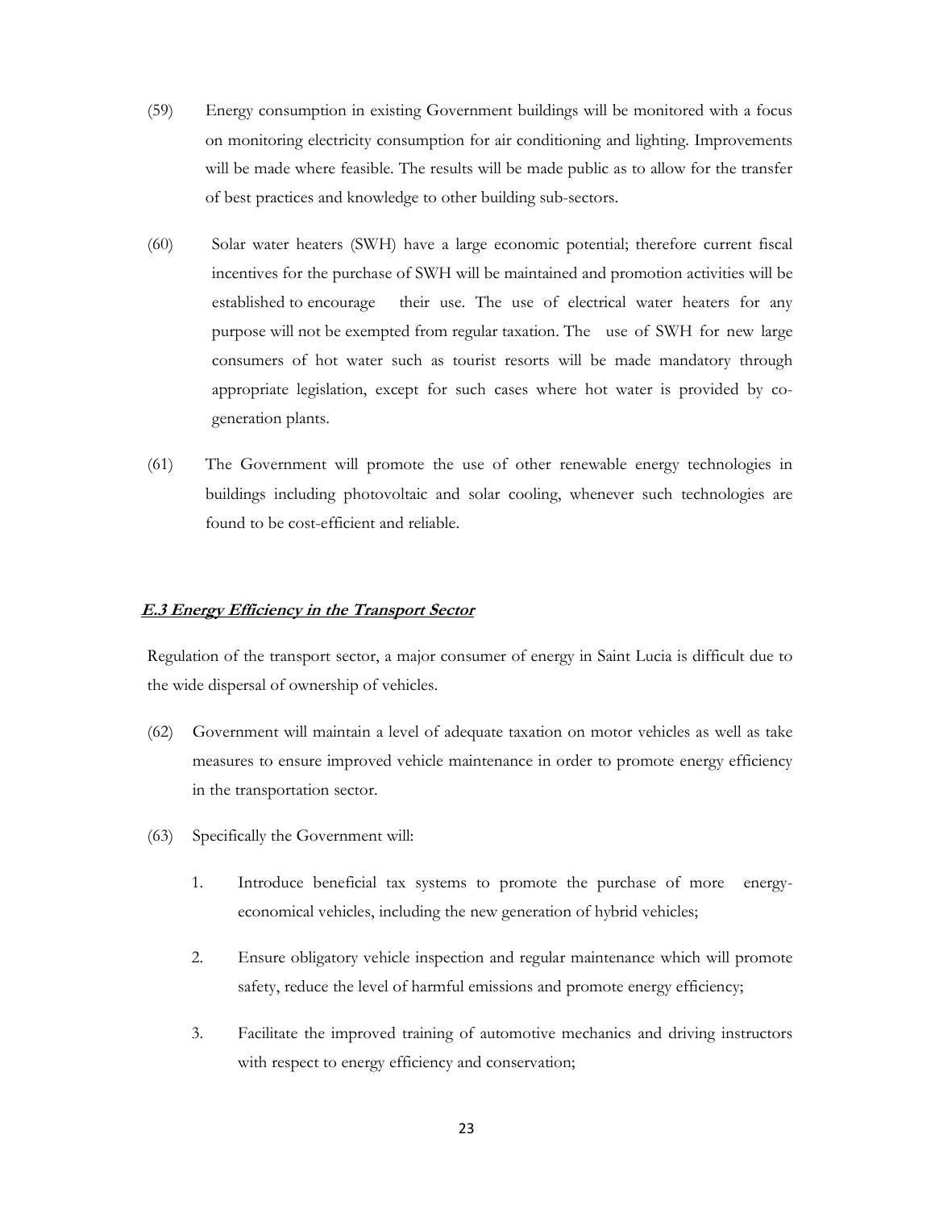(59) Energy consumption in existing Government buildings will be monitored with a focus on monitoring electricity consumption for air conditioning and lighting. Improvements will be made where feasible. The results will be made public as to allow for the transfer of best practices and knowledge to other building sub-sectors.

(60) Solar water heaters (SWH) have a large economic potential; therefore current fiscal incentives for the purchase of SWH will be maintained and promotion activities will be established to encourage their use. The use of electrical water heaters for any purpose will not be exempted from regular taxation. The use of SWH for new large consumers of hot water such as tourist resorts will be made mandatory through appropriate legislation, except for such cases where hot water is provided by co-generation plants.

(61) The Government will promote the use of other renewable energy technologies in buildings including photovoltaic and solar cooling, whenever such technologies are found to be cost-efficient and reliable.

### ***E.3 Energy Efficiency in the Transport Sector***

Regulation of the transport sector, a major consumer of energy in Saint Lucia is difficult due to the wide dispersal of ownership of vehicles.

(62) Government will maintain a level of adequate taxation on motor vehicles as well as take measures to ensure improved vehicle maintenance in order to promote energy efficiency in the transportation sector.

(63) Specifically the Government will:

1. Introduce beneficial tax systems to promote the purchase of more energy-economical vehicles, including the new generation of hybrid vehicles;
2. Ensure obligatory vehicle inspection and regular maintenance which will promote safety, reduce the level of harmful emissions and promote energy efficiency;
3. Facilitate the improved training of automotive mechanics and driving instructors with respect to energy efficiency and conservation;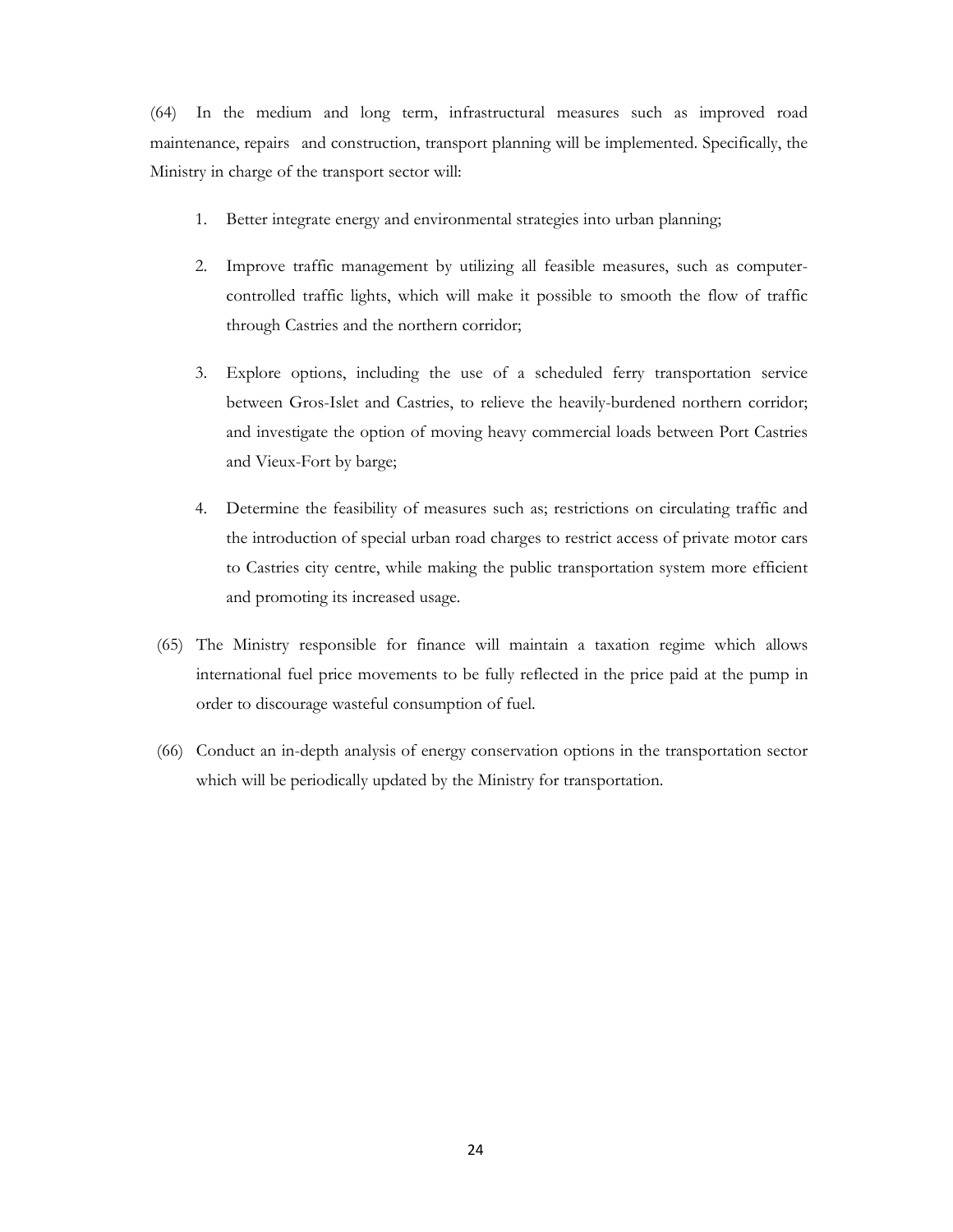(64) In the medium and long term, infrastructural measures such as improved road maintenance, repairs and construction, transport planning will be implemented. Specifically, the Ministry in charge of the transport sector will:

1. Better integrate energy and environmental strategies into urban planning;

2. Improve traffic management by utilizing all feasible measures, such as computer-controlled traffic lights, which will make it possible to smooth the flow of traffic through Castries and the northern corridor;

3. Explore options, including the use of a scheduled ferry transportation service between Gros-Islet and Castries, to relieve the heavily-burdened northern corridor; and investigate the option of moving heavy commercial loads between Port Castries and Vieux-Fort by barge;

4. Determine the feasibility of measures such as; restrictions on circulating traffic and the introduction of special urban road charges to restrict access of private motor cars to Castries city centre, while making the public transportation system more efficient and promoting its increased usage.

(65) The Ministry responsible for finance will maintain a taxation regime which allows international fuel price movements to be fully reflected in the price paid at the pump in order to discourage wasteful consumption of fuel.

(66) Conduct an in-depth analysis of energy conservation options in the transportation sector which will be periodically updated by the Ministry for transportation.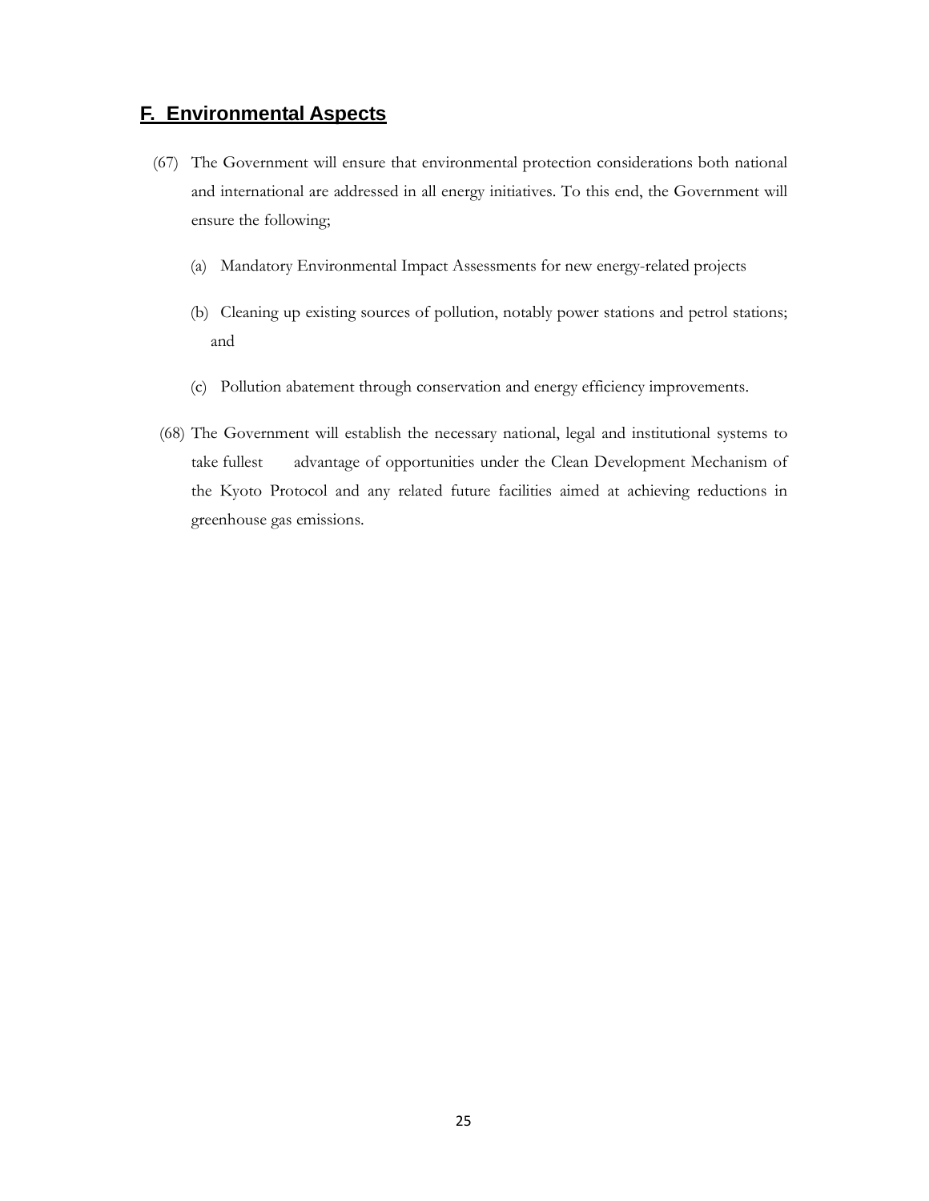## F. Environmental Aspects

(67) The Government will ensure that environmental protection considerations both national and international are addressed in all energy initiatives. To this end, the Government will ensure the following;

(a) Mandatory Environmental Impact Assessments for new energy-related projects

(b) Cleaning up existing sources of pollution, notably power stations and petrol stations; and

(c) Pollution abatement through conservation and energy efficiency improvements.

(68) The Government will establish the necessary national, legal and institutional systems to take fullest advantage of opportunities under the Clean Development Mechanism of the Kyoto Protocol and any related future facilities aimed at achieving reductions in greenhouse gas emissions.